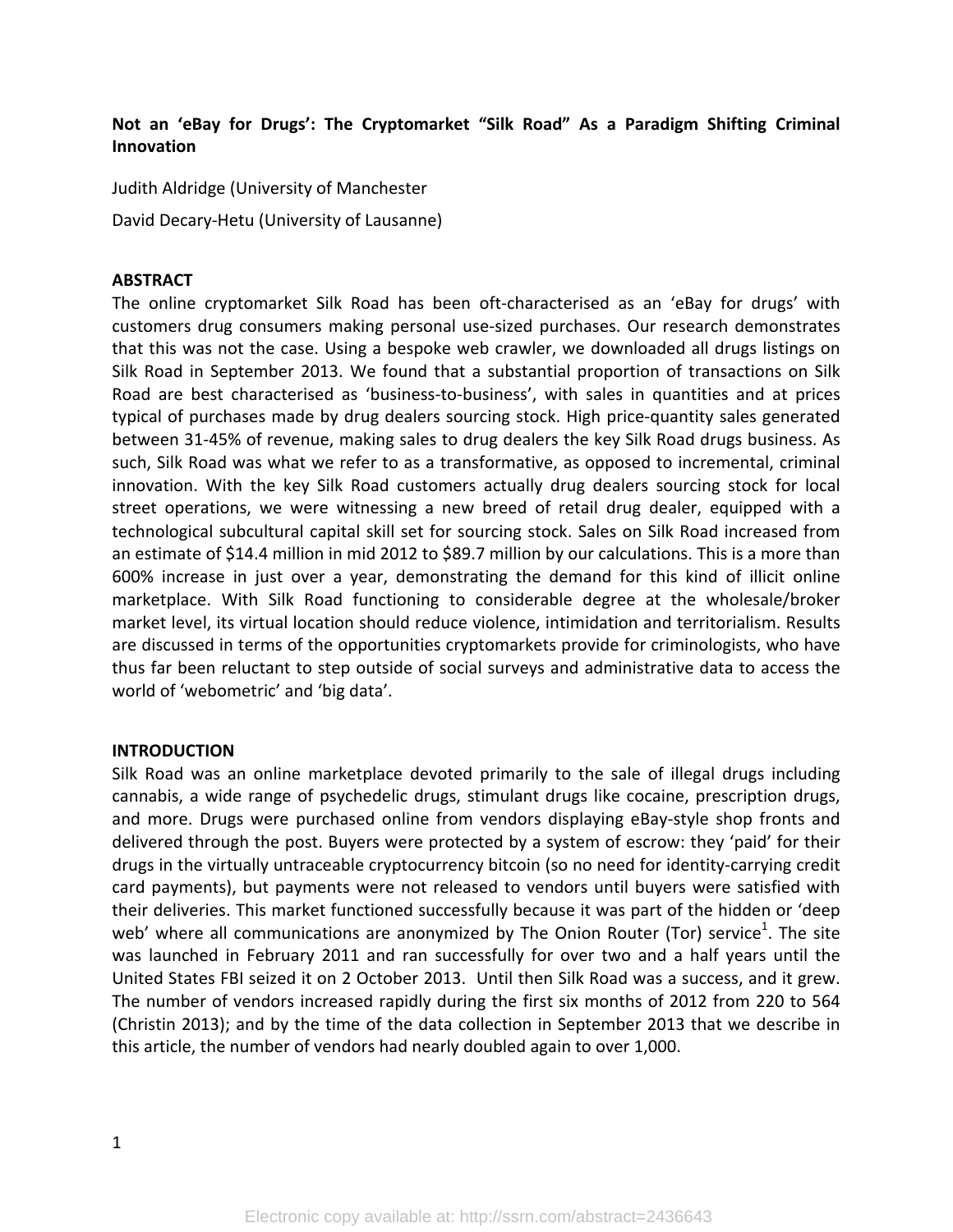# Not an 'eBay for Drugs': The Cryptomarket "Silk Road" As a Paradigm Shifting Criminal Innovation

Judith Aldridge (University of Manchester

David Decary-Hetu (University of Lausanne)

## ABSTRACT

The online cryptomarket Silk Road has been oft-characterised as an 'eBay for drugs' with customers drug consumers making personal use-sized purchases. Our research demonstrates that this was not the case. Using a bespoke web crawler, we downloaded all drugs listings on Silk Road in September 2013. We found that a substantial proportion of transactions on Silk Road are best characterised as 'business-to-business', with sales in quantities and at prices typical of purchases made by drug dealers sourcing stock. High price-quantity sales generated between 31-45% of revenue, making sales to drug dealers the key Silk Road drugs business. As such, Silk Road was what we refer to as a transformative, as opposed to incremental, criminal innovation. With the key Silk Road customers actually drug dealers sourcing stock for local street operations, we were witnessing a new breed of retail drug dealer, equipped with a technological subcultural capital skill set for sourcing stock. Sales on Silk Road increased from an estimate of $14.4 million in mid 2012 to $89.7 million by our calculations. This is a more than 600% increase in just over a year, demonstrating the demand for this kind of illicit online marketplace. With Silk Road functioning to considerable degree at the wholesale/broker market level, its virtual location should reduce violence, intimidation and territorialism. Results are discussed in terms of the opportunities cryptomarkets provide for criminologists, who have thus far been reluctant to step outside of social surveys and administrative data to access the world of 'webometric' and 'big data'.

## INTRODUCTION

Silk Road was an online marketplace devoted primarily to the sale of illegal drugs including cannabis, a wide range of psychedelic drugs, stimulant drugs like cocaine, prescription drugs, and more. Drugs were purchased online from vendors displaying eBay-style shop fronts and delivered through the post. Buyers were protected by a system of escrow: they 'paid' for their drugs in the virtually untraceable cryptocurrency bitcoin (so no need for identity-carrying credit card payments), but payments were not released to vendors until buyers were satisfied with their deliveries. This market functioned successfully because it was part of the hidden or 'deep web' where all communications are anonymized by The Onion Router (Tor) service[1]. The site was launched in February 2011 and ran successfully for over two and a half years until the United States FBI seized it on 2 October 2013. Until then Silk Road was a success, and it grew. The number of vendors increased rapidly during the first six months of 2012 from 220 to 564 (Christin 2013); and by the time of the data collection in September 2013 that we describe in this article, the number of vendors had nearly doubled again to over 1,000.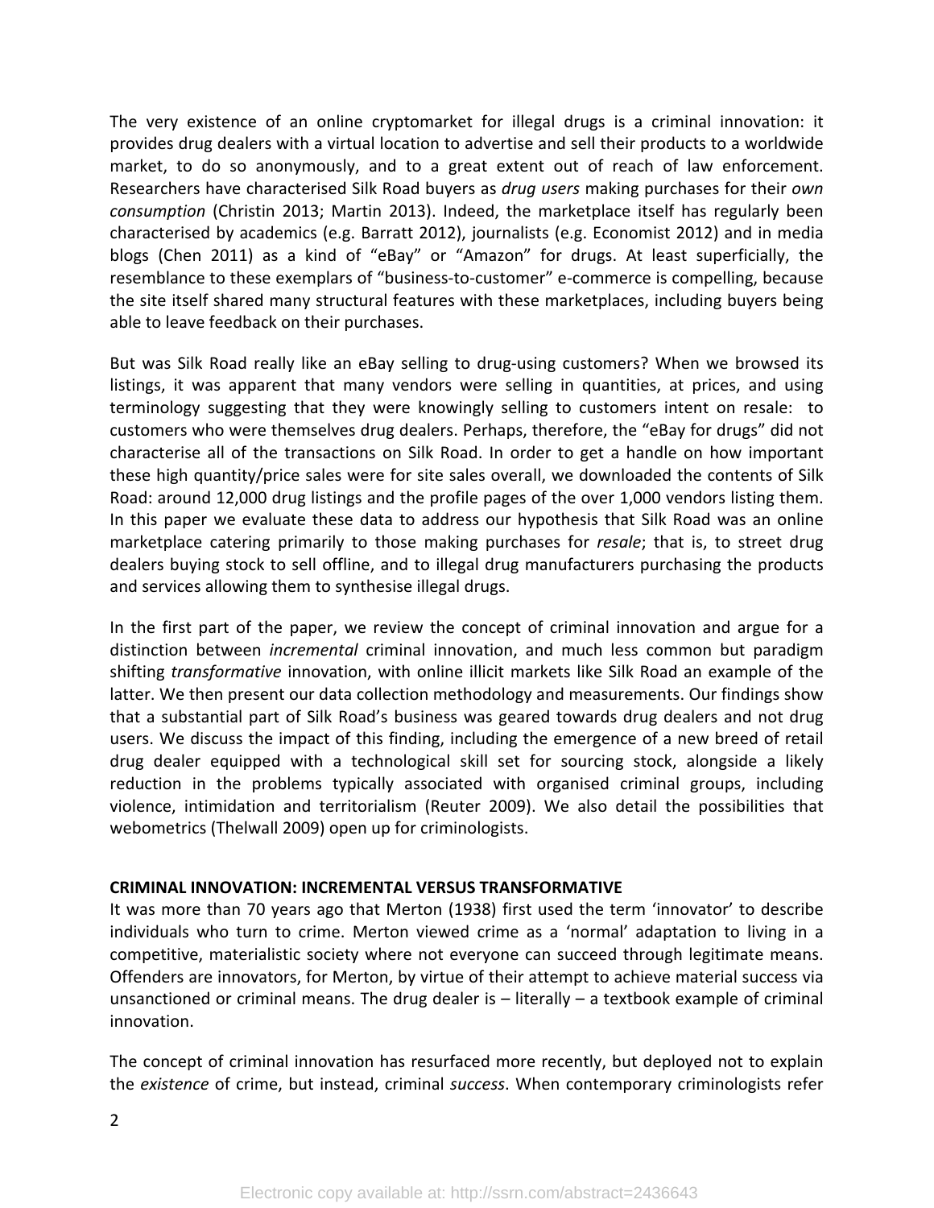The very existence of an online cryptomarket for illegal drugs is a criminal innovation: it provides drug dealers with a virtual location to advertise and sell their products to a worldwide market, to do so anonymously, and to a great extent out of reach of law enforcement. Researchers have characterised Silk Road buyers as *drug users* making purchases for their *own consumption* (Christin 2013; Martin 2013). Indeed, the marketplace itself has regularly been characterised by academics (e.g. Barratt 2012), journalists (e.g. Economist 2012) and in media blogs (Chen 2011) as a kind of "eBay" or "Amazon" for drugs. At least superficially, the resemblance to these exemplars of "business-to-customer" e-commerce is compelling, because the site itself shared many structural features with these marketplaces, including buyers being able to leave feedback on their purchases.

But was Silk Road really like an eBay selling to drug-using customers? When we browsed its listings, it was apparent that many vendors were selling in quantities, at prices, and using terminology suggesting that they were knowingly selling to customers intent on resale: to customers who were themselves drug dealers. Perhaps, therefore, the "eBay for drugs" did not characterise all of the transactions on Silk Road. In order to get a handle on how important these high quantity/price sales were for site sales overall, we downloaded the contents of Silk Road: around 12,000 drug listings and the profile pages of the over 1,000 vendors listing them. In this paper we evaluate these data to address our hypothesis that Silk Road was an online marketplace catering primarily to those making purchases for *resale*; that is, to street drug dealers buying stock to sell offline, and to illegal drug manufacturers purchasing the products and services allowing them to synthesise illegal drugs.

In the first part of the paper, we review the concept of criminal innovation and argue for a distinction between *incremental* criminal innovation, and much less common but paradigm shifting *transformative* innovation, with online illicit markets like Silk Road an example of the latter. We then present our data collection methodology and measurements. Our findings show that a substantial part of Silk Road's business was geared towards drug dealers and not drug users. We discuss the impact of this finding, including the emergence of a new breed of retail drug dealer equipped with a technological skill set for sourcing stock, alongside a likely reduction in the problems typically associated with organised criminal groups, including violence, intimidation and territorialism (Reuter 2009). We also detail the possibilities that webometrics (Thelwall 2009) open up for criminologists.

## CRIMINAL INNOVATION: INCREMENTAL VERSUS TRANSFORMATIVE

It was more than 70 years ago that Merton (1938) first used the term 'innovator' to describe individuals who turn to crime. Merton viewed crime as a 'normal' adaptation to living in a competitive, materialistic society where not everyone can succeed through legitimate means. Offenders are innovators, for Merton, by virtue of their attempt to achieve material success via unsanctioned or criminal means. The drug dealer is – literally – a textbook example of criminal innovation.

The concept of criminal innovation has resurfaced more recently, but deployed not to explain the *existence* of crime, but instead, criminal *success*. When contemporary criminologists refer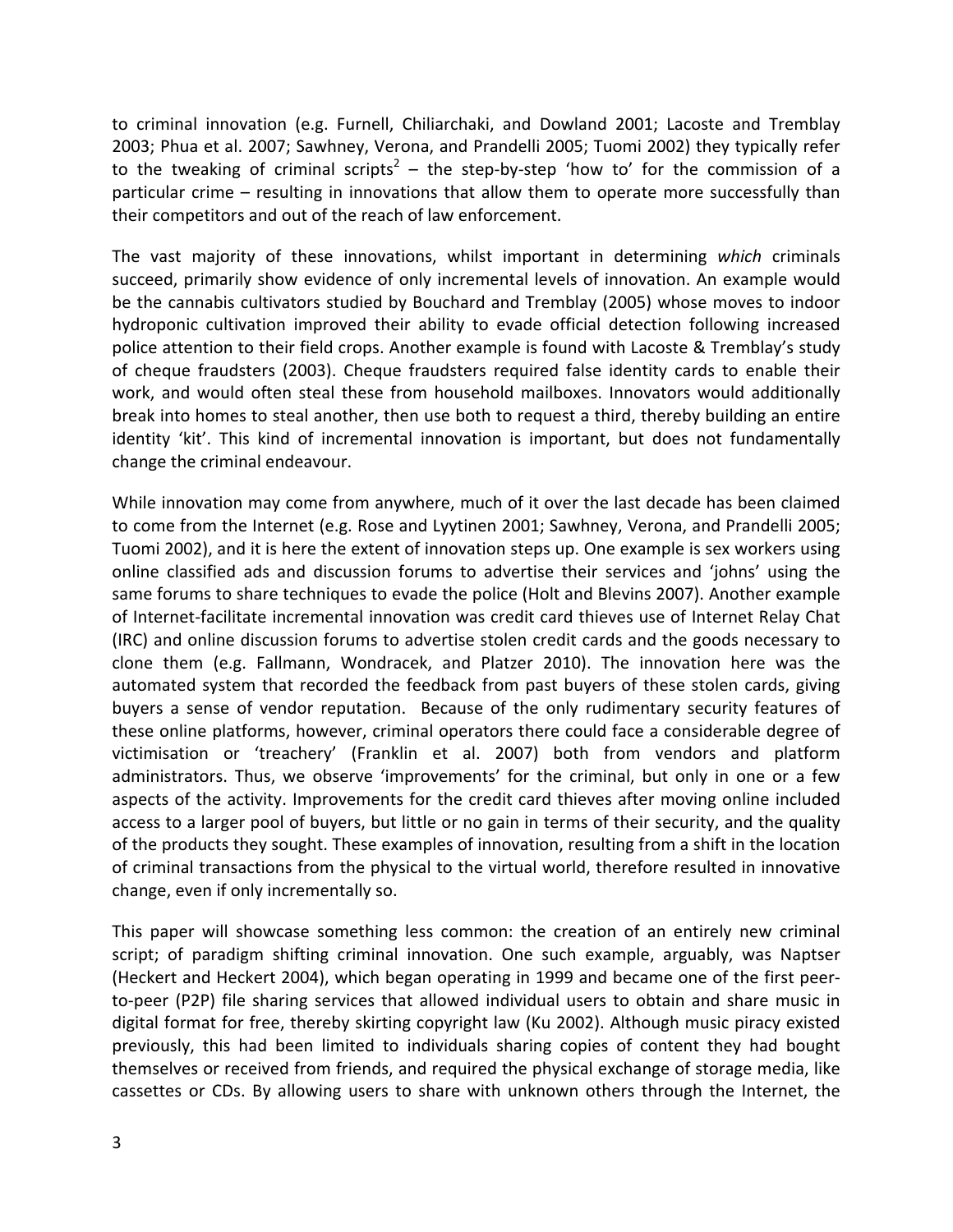to criminal innovation (e.g. Furnell, Chiliarchaki, and Dowland 2001; Lacoste and Tremblay 2003; Phua et al. 2007; Sawhney, Verona, and Prandelli 2005; Tuomi 2002) they typically refer to the tweaking of criminal scripts[2] – the step-by-step 'how to' for the commission of a particular crime – resulting in innovations that allow them to operate more successfully than their competitors and out of the reach of law enforcement.

The vast majority of these innovations, whilst important in determining *which* criminals succeed, primarily show evidence of only incremental levels of innovation. An example would be the cannabis cultivators studied by Bouchard and Tremblay (2005) whose moves to indoor hydroponic cultivation improved their ability to evade official detection following increased police attention to their field crops. Another example is found with Lacoste & Tremblay's study of cheque fraudsters (2003). Cheque fraudsters required false identity cards to enable their work, and would often steal these from household mailboxes. Innovators would additionally break into homes to steal another, then use both to request a third, thereby building an entire identity 'kit'. This kind of incremental innovation is important, but does not fundamentally change the criminal endeavour.

While innovation may come from anywhere, much of it over the last decade has been claimed to come from the Internet (e.g. Rose and Lyytinen 2001; Sawhney, Verona, and Prandelli 2005; Tuomi 2002), and it is here the extent of innovation steps up. One example is sex workers using online classified ads and discussion forums to advertise their services and 'johns' using the same forums to share techniques to evade the police (Holt and Blevins 2007). Another example of Internet-facilitate incremental innovation was credit card thieves use of Internet Relay Chat (IRC) and online discussion forums to advertise stolen credit cards and the goods necessary to clone them (e.g. Fallmann, Wondracek, and Platzer 2010). The innovation here was the automated system that recorded the feedback from past buyers of these stolen cards, giving buyers a sense of vendor reputation. Because of the only rudimentary security features of these online platforms, however, criminal operators there could face a considerable degree of victimisation or 'treachery' (Franklin et al. 2007) both from vendors and platform administrators. Thus, we observe 'improvements' for the criminal, but only in one or a few aspects of the activity. Improvements for the credit card thieves after moving online included access to a larger pool of buyers, but little or no gain in terms of their security, and the quality of the products they sought. These examples of innovation, resulting from a shift in the location of criminal transactions from the physical to the virtual world, therefore resulted in innovative change, even if only incrementally so.

This paper will showcase something less common: the creation of an entirely new criminal script; of paradigm shifting criminal innovation. One such example, arguably, was Naptser (Heckert and Heckert 2004), which began operating in 1999 and became one of the first peer-to-peer (P2P) file sharing services that allowed individual users to obtain and share music in digital format for free, thereby skirting copyright law (Ku 2002). Although music piracy existed previously, this had been limited to individuals sharing copies of content they had bought themselves or received from friends, and required the physical exchange of storage media, like cassettes or CDs. By allowing users to share with unknown others through the Internet, the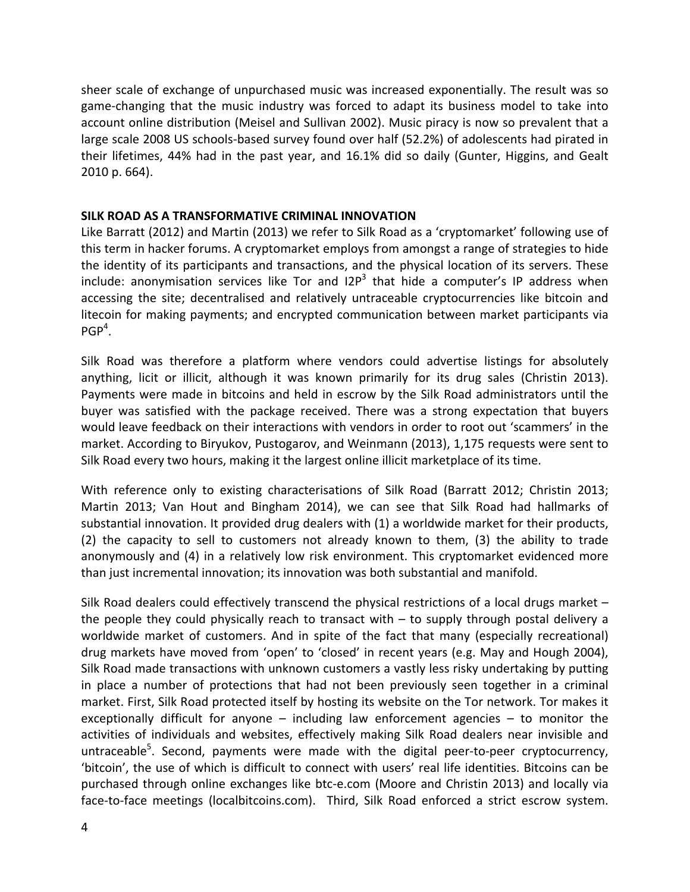sheer scale of exchange of unpurchased music was increased exponentially. The result was so game-changing that the music industry was forced to adapt its business model to take into account online distribution (Meisel and Sullivan 2002). Music piracy is now so prevalent that a large scale 2008 US schools-based survey found over half (52.2%) of adolescents had pirated in their lifetimes, 44% had in the past year, and 16.1% did so daily (Gunter, Higgins, and Gealt 2010 p. 664).

## SILK ROAD AS A TRANSFORMATIVE CRIMINAL INNOVATION

Like Barratt (2012) and Martin (2013) we refer to Silk Road as a 'cryptomarket' following use of this term in hacker forums. A cryptomarket employs from amongst a range of strategies to hide the identity of its participants and transactions, and the physical location of its servers. These include: anonymisation services like Tor and I2P[3] that hide a computer's IP address when accessing the site; decentralised and relatively untraceable cryptocurrencies like bitcoin and litecoin for making payments; and encrypted communication between market participants via PGP[4].

Silk Road was therefore a platform where vendors could advertise listings for absolutely anything, licit or illicit, although it was known primarily for its drug sales (Christin 2013). Payments were made in bitcoins and held in escrow by the Silk Road administrators until the buyer was satisfied with the package received. There was a strong expectation that buyers would leave feedback on their interactions with vendors in order to root out 'scammers' in the market. According to Biryukov, Pustogarov, and Weinmann (2013), 1,175 requests were sent to Silk Road every two hours, making it the largest online illicit marketplace of its time.

With reference only to existing characterisations of Silk Road (Barratt 2012; Christin 2013; Martin 2013; Van Hout and Bingham 2014), we can see that Silk Road had hallmarks of substantial innovation. It provided drug dealers with (1) a worldwide market for their products, (2) the capacity to sell to customers not already known to them, (3) the ability to trade anonymously and (4) in a relatively low risk environment. This cryptomarket evidenced more than just incremental innovation; its innovation was both substantial and manifold.

Silk Road dealers could effectively transcend the physical restrictions of a local drugs market – the people they could physically reach to transact with – to supply through postal delivery a worldwide market of customers. And in spite of the fact that many (especially recreational) drug markets have moved from 'open' to 'closed' in recent years (e.g. May and Hough 2004), Silk Road made transactions with unknown customers a vastly less risky undertaking by putting in place a number of protections that had not been previously seen together in a criminal market. First, Silk Road protected itself by hosting its website on the Tor network. Tor makes it exceptionally difficult for anyone – including law enforcement agencies – to monitor the activities of individuals and websites, effectively making Silk Road dealers near invisible and untraceable[5]. Second, payments were made with the digital peer-to-peer cryptocurrency, 'bitcoin', the use of which is difficult to connect with users' real life identities. Bitcoins can be purchased through online exchanges like btc-e.com (Moore and Christin 2013) and locally via face-to-face meetings (localbitcoins.com). Third, Silk Road enforced a strict escrow system.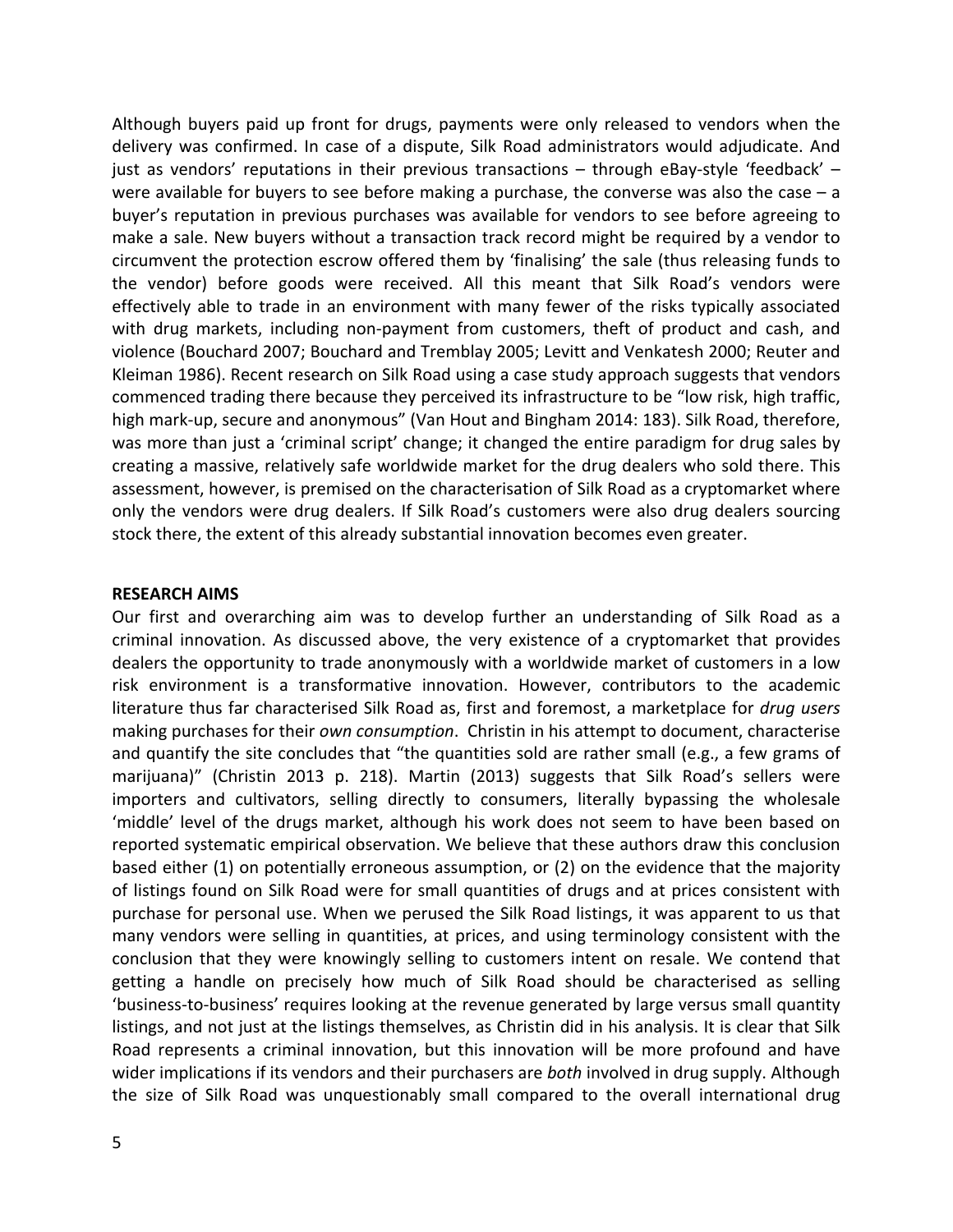Although buyers paid up front for drugs, payments were only released to vendors when the delivery was confirmed. In case of a dispute, Silk Road administrators would adjudicate. And just as vendors' reputations in their previous transactions – through eBay-style 'feedback' – were available for buyers to see before making a purchase, the converse was also the case – a buyer's reputation in previous purchases was available for vendors to see before agreeing to make a sale. New buyers without a transaction track record might be required by a vendor to circumvent the protection escrow offered them by 'finalising' the sale (thus releasing funds to the vendor) before goods were received. All this meant that Silk Road's vendors were effectively able to trade in an environment with many fewer of the risks typically associated with drug markets, including non-payment from customers, theft of product and cash, and violence (Bouchard 2007; Bouchard and Tremblay 2005; Levitt and Venkatesh 2000; Reuter and Kleiman 1986). Recent research on Silk Road using a case study approach suggests that vendors commenced trading there because they perceived its infrastructure to be "low risk, high traffic, high mark-up, secure and anonymous" (Van Hout and Bingham 2014: 183). Silk Road, therefore, was more than just a 'criminal script' change; it changed the entire paradigm for drug sales by creating a massive, relatively safe worldwide market for the drug dealers who sold there. This assessment, however, is premised on the characterisation of Silk Road as a cryptomarket where only the vendors were drug dealers. If Silk Road's customers were also drug dealers sourcing stock there, the extent of this already substantial innovation becomes even greater.

## RESEARCH AIMS

Our first and overarching aim was to develop further an understanding of Silk Road as a criminal innovation. As discussed above, the very existence of a cryptomarket that provides dealers the opportunity to trade anonymously with a worldwide market of customers in a low risk environment is a transformative innovation. However, contributors to the academic literature thus far characterised Silk Road as, first and foremost, a marketplace for *drug users* making purchases for their *own consumption*. Christin in his attempt to document, characterise and quantify the site concludes that "the quantities sold are rather small (e.g., a few grams of marijuana)" (Christin 2013 p. 218). Martin (2013) suggests that Silk Road's sellers were importers and cultivators, selling directly to consumers, literally bypassing the wholesale 'middle' level of the drugs market, although his work does not seem to have been based on reported systematic empirical observation. We believe that these authors draw this conclusion based either (1) on potentially erroneous assumption, or (2) on the evidence that the majority of listings found on Silk Road were for small quantities of drugs and at prices consistent with purchase for personal use. When we perused the Silk Road listings, it was apparent to us that many vendors were selling in quantities, at prices, and using terminology consistent with the conclusion that they were knowingly selling to customers intent on resale. We contend that getting a handle on precisely how much of Silk Road should be characterised as selling 'business-to-business' requires looking at the revenue generated by large versus small quantity listings, and not just at the listings themselves, as Christin did in his analysis. It is clear that Silk Road represents a criminal innovation, but this innovation will be more profound and have wider implications if its vendors and their purchasers are *both* involved in drug supply. Although the size of Silk Road was unquestionably small compared to the overall international drug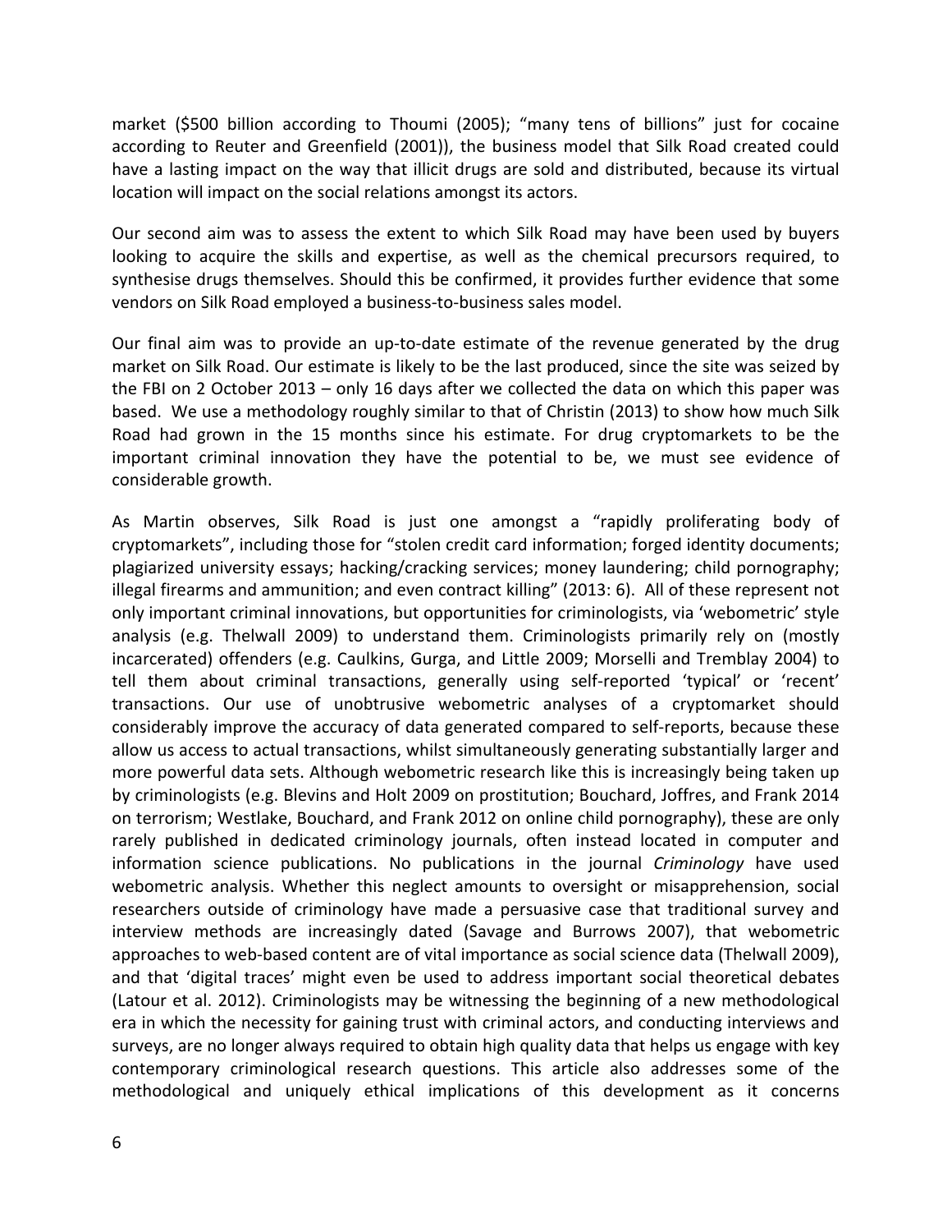market ($500 billion according to Thoumi (2005); "many tens of billions" just for cocaine according to Reuter and Greenfield (2001)), the business model that Silk Road created could have a lasting impact on the way that illicit drugs are sold and distributed, because its virtual location will impact on the social relations amongst its actors.

Our second aim was to assess the extent to which Silk Road may have been used by buyers looking to acquire the skills and expertise, as well as the chemical precursors required, to synthesise drugs themselves. Should this be confirmed, it provides further evidence that some vendors on Silk Road employed a business-to-business sales model.

Our final aim was to provide an up-to-date estimate of the revenue generated by the drug market on Silk Road. Our estimate is likely to be the last produced, since the site was seized by the FBI on 2 October 2013 – only 16 days after we collected the data on which this paper was based. We use a methodology roughly similar to that of Christin (2013) to show how much Silk Road had grown in the 15 months since his estimate. For drug cryptomarkets to be the important criminal innovation they have the potential to be, we must see evidence of considerable growth.

As Martin observes, Silk Road is just one amongst a "rapidly proliferating body of cryptomarkets", including those for "stolen credit card information; forged identity documents; plagiarized university essays; hacking/cracking services; money laundering; child pornography; illegal firearms and ammunition; and even contract killing" (2013: 6). All of these represent not only important criminal innovations, but opportunities for criminologists, via 'webometric' style analysis (e.g. Thelwall 2009) to understand them. Criminologists primarily rely on (mostly incarcerated) offenders (e.g. Caulkins, Gurga, and Little 2009; Morselli and Tremblay 2004) to tell them about criminal transactions, generally using self-reported 'typical' or 'recent' transactions. Our use of unobtrusive webometric analyses of a cryptomarket should considerably improve the accuracy of data generated compared to self-reports, because these allow us access to actual transactions, whilst simultaneously generating substantially larger and more powerful data sets. Although webometric research like this is increasingly being taken up by criminologists (e.g. Blevins and Holt 2009 on prostitution; Bouchard, Joffres, and Frank 2014 on terrorism; Westlake, Bouchard, and Frank 2012 on online child pornography), these are only rarely published in dedicated criminology journals, often instead located in computer and information science publications. No publications in the journal *Criminology* have used webometric analysis. Whether this neglect amounts to oversight or misapprehension, social researchers outside of criminology have made a persuasive case that traditional survey and interview methods are increasingly dated (Savage and Burrows 2007), that webometric approaches to web-based content are of vital importance as social science data (Thelwall 2009), and that 'digital traces' might even be used to address important social theoretical debates (Latour et al. 2012). Criminologists may be witnessing the beginning of a new methodological era in which the necessity for gaining trust with criminal actors, and conducting interviews and surveys, are no longer always required to obtain high quality data that helps us engage with key contemporary criminological research questions. This article also addresses some of the methodological and uniquely ethical implications of this development as it concerns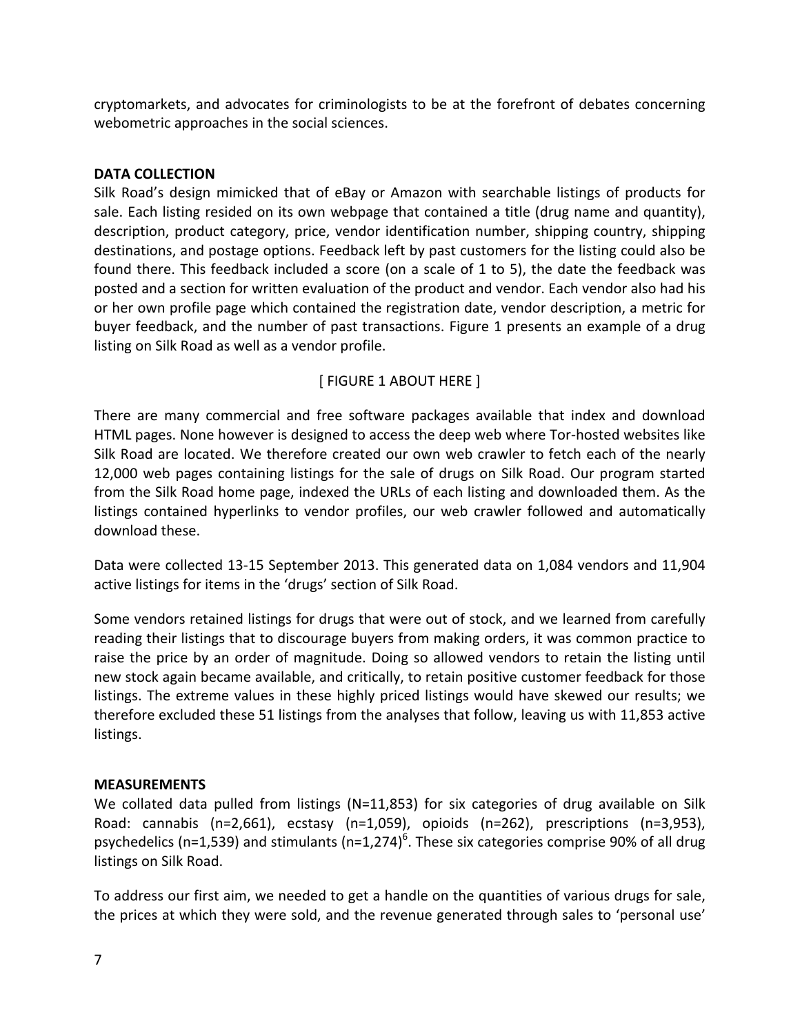cryptomarkets, and advocates for criminologists to be at the forefront of debates concerning webometric approaches in the social sciences.

## DATA COLLECTION

Silk Road's design mimicked that of eBay or Amazon with searchable listings of products for sale. Each listing resided on its own webpage that contained a title (drug name and quantity), description, product category, price, vendor identification number, shipping country, shipping destinations, and postage options. Feedback left by past customers for the listing could also be found there. This feedback included a score (on a scale of 1 to 5), the date the feedback was posted and a section for written evaluation of the product and vendor. Each vendor also had his or her own profile page which contained the registration date, vendor description, a metric for buyer feedback, and the number of past transactions. Figure 1 presents an example of a drug listing on Silk Road as well as a vendor profile.

[ FIGURE 1 ABOUT HERE ]

There are many commercial and free software packages available that index and download HTML pages. None however is designed to access the deep web where Tor-hosted websites like Silk Road are located. We therefore created our own web crawler to fetch each of the nearly 12,000 web pages containing listings for the sale of drugs on Silk Road. Our program started from the Silk Road home page, indexed the URLs of each listing and downloaded them. As the listings contained hyperlinks to vendor profiles, our web crawler followed and automatically download these.

Data were collected 13-15 September 2013. This generated data on 1,084 vendors and 11,904 active listings for items in the 'drugs' section of Silk Road.

Some vendors retained listings for drugs that were out of stock, and we learned from carefully reading their listings that to discourage buyers from making orders, it was common practice to raise the price by an order of magnitude. Doing so allowed vendors to retain the listing until new stock again became available, and critically, to retain positive customer feedback for those listings. The extreme values in these highly priced listings would have skewed our results; we therefore excluded these 51 listings from the analyses that follow, leaving us with 11,853 active listings.

## MEASUREMENTS

We collated data pulled from listings (N=11,853) for six categories of drug available on Silk Road: cannabis (n=2,661), ecstasy (n=1,059), opioids (n=262), prescriptions (n=3,953), psychedelics (n=1,539) and stimulants (n=1,274)[6]. These six categories comprise 90% of all drug listings on Silk Road.

To address our first aim, we needed to get a handle on the quantities of various drugs for sale, the prices at which they were sold, and the revenue generated through sales to 'personal use'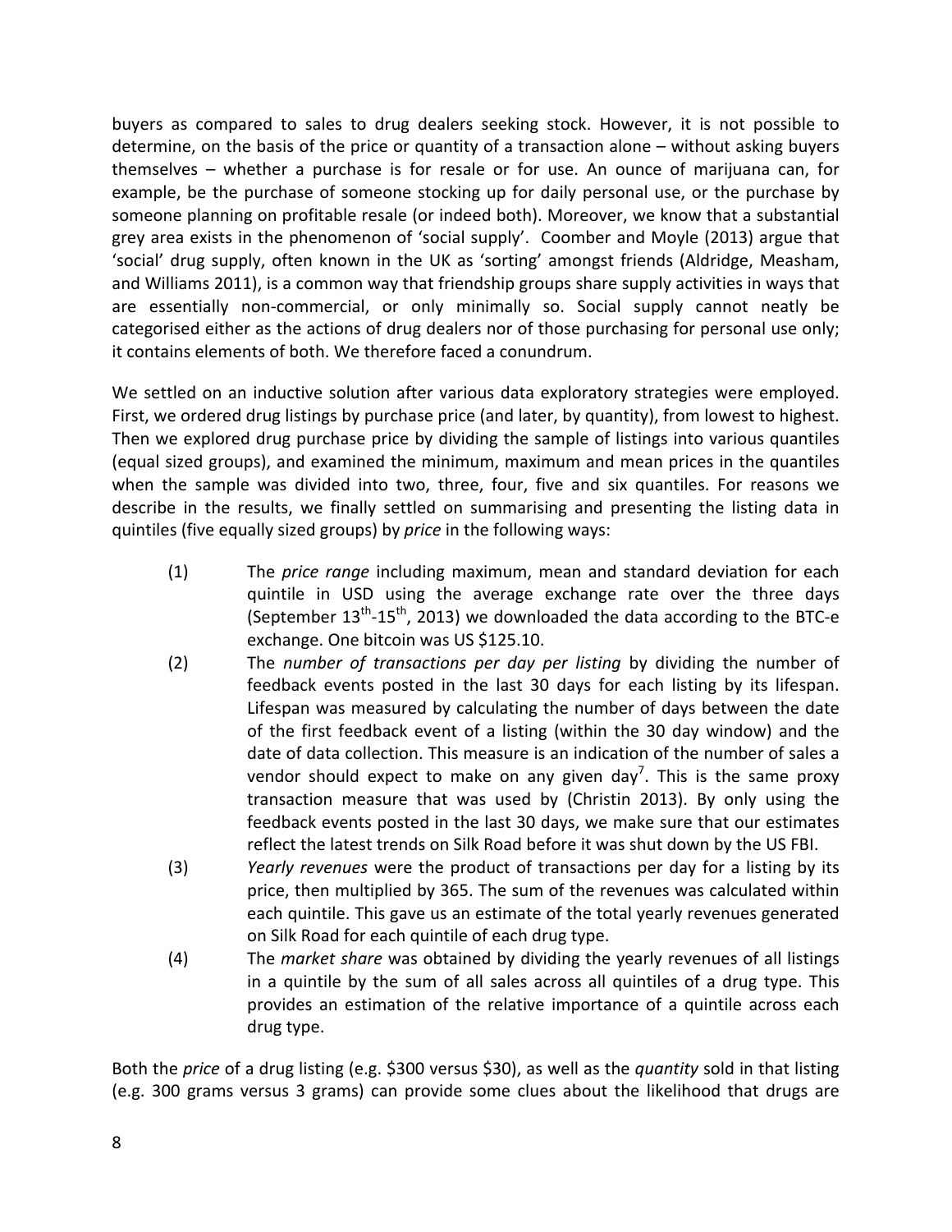buyers as compared to sales to drug dealers seeking stock. However, it is not possible to determine, on the basis of the price or quantity of a transaction alone – without asking buyers themselves – whether a purchase is for resale or for use. An ounce of marijuana can, for example, be the purchase of someone stocking up for daily personal use, or the purchase by someone planning on profitable resale (or indeed both). Moreover, we know that a substantial grey area exists in the phenomenon of 'social supply'. Coomber and Moyle (2013) argue that 'social' drug supply, often known in the UK as 'sorting' amongst friends (Aldridge, Measham, and Williams 2011), is a common way that friendship groups share supply activities in ways that are essentially non-commercial, or only minimally so. Social supply cannot neatly be categorised either as the actions of drug dealers nor of those purchasing for personal use only; it contains elements of both. We therefore faced a conundrum.

We settled on an inductive solution after various data exploratory strategies were employed. First, we ordered drug listings by purchase price (and later, by quantity), from lowest to highest. Then we explored drug purchase price by dividing the sample of listings into various quantiles (equal sized groups), and examined the minimum, maximum and mean prices in the quantiles when the sample was divided into two, three, four, five and six quantiles. For reasons we describe in the results, we finally settled on summarising and presenting the listing data in quintiles (five equally sized groups) by *price* in the following ways:

(1) The *price range* including maximum, mean and standard deviation for each quintile in USD using the average exchange rate over the three days (September 13th-15th, 2013) we downloaded the data according to the BTC-e exchange. One bitcoin was US $125.10.

(2) The *number of transactions per day per listing* by dividing the number of feedback events posted in the last 30 days for each listing by its lifespan. Lifespan was measured by calculating the number of days between the date of the first feedback event of a listing (within the 30 day window) and the date of data collection. This measure is an indication of the number of sales a vendor should expect to make on any given day[7]. This is the same proxy transaction measure that was used by (Christin 2013). By only using the feedback events posted in the last 30 days, we make sure that our estimates reflect the latest trends on Silk Road before it was shut down by the US FBI.

(3) *Yearly revenues* were the product of transactions per day for a listing by its price, then multiplied by 365. The sum of the revenues was calculated within each quintile. This gave us an estimate of the total yearly revenues generated on Silk Road for each quintile of each drug type.

(4) The *market share* was obtained by dividing the yearly revenues of all listings in a quintile by the sum of all sales across all quintiles of a drug type. This provides an estimation of the relative importance of a quintile across each drug type.

Both the *price* of a drug listing (e.g. $300 versus $30), as well as the *quantity* sold in that listing (e.g. 300 grams versus 3 grams) can provide some clues about the likelihood that drugs are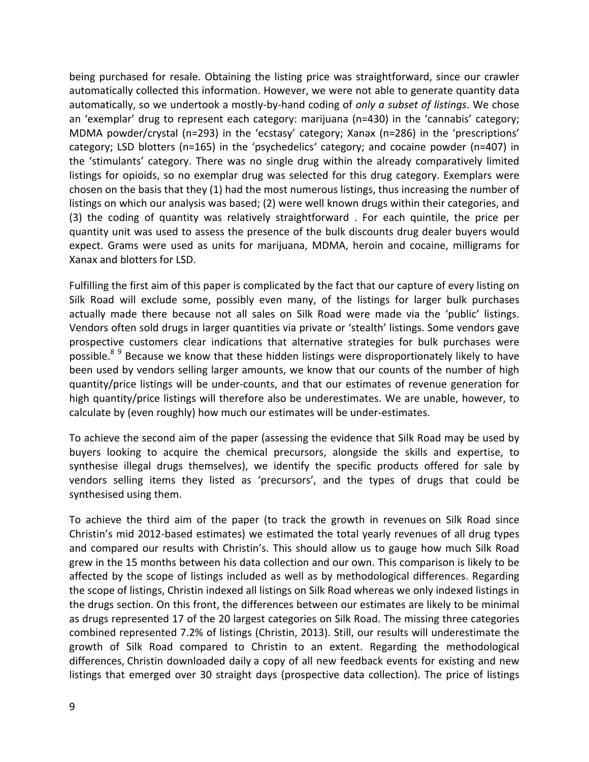being purchased for resale. Obtaining the listing price was straightforward, since our crawler automatically collected this information. However, we were not able to generate quantity data automatically, so we undertook a mostly-by-hand coding of *only a subset of listings*. We chose an 'exemplar' drug to represent each category: marijuana (n=430) in the 'cannabis' category; MDMA powder/crystal (n=293) in the 'ecstasy' category; Xanax (n=286) in the 'prescriptions' category; LSD blotters (n=165) in the 'psychedelics' category; and cocaine powder (n=407) in the 'stimulants' category. There was no single drug within the already comparatively limited listings for opioids, so no exemplar drug was selected for this drug category. Exemplars were chosen on the basis that they (1) had the most numerous listings, thus increasing the number of listings on which our analysis was based; (2) were well known drugs within their categories, and (3) the coding of quantity was relatively straightforward . For each quintile, the price per quantity unit was used to assess the presence of the bulk discounts drug dealer buyers would expect. Grams were used as units for marijuana, MDMA, heroin and cocaine, milligrams for Xanax and blotters for LSD.

Fulfilling the first aim of this paper is complicated by the fact that our capture of every listing on Silk Road will exclude some, possibly even many, of the listings for larger bulk purchases actually made there because not all sales on Silk Road were made via the 'public' listings. Vendors often sold drugs in larger quantities via private or 'stealth' listings. Some vendors gave prospective customers clear indications that alternative strategies for bulk purchases were possible.[8] [9] Because we know that these hidden listings were disproportionately likely to have been used by vendors selling larger amounts, we know that our counts of the number of high quantity/price listings will be under-counts, and that our estimates of revenue generation for high quantity/price listings will therefore also be underestimates. We are unable, however, to calculate by (even roughly) how much our estimates will be under-estimates.

To achieve the second aim of the paper (assessing the evidence that Silk Road may be used by buyers looking to acquire the chemical precursors, alongside the skills and expertise, to synthesise illegal drugs themselves), we identify the specific products offered for sale by vendors selling items they listed as 'precursors', and the types of drugs that could be synthesised using them.

To achieve the third aim of the paper (to track the growth in revenues on Silk Road since Christin's mid 2012-based estimates) we estimated the total yearly revenues of all drug types and compared our results with Christin's. This should allow us to gauge how much Silk Road grew in the 15 months between his data collection and our own. This comparison is likely to be affected by the scope of listings included as well as by methodological differences. Regarding the scope of listings, Christin indexed all listings on Silk Road whereas we only indexed listings in the drugs section. On this front, the differences between our estimates are likely to be minimal as drugs represented 17 of the 20 largest categories on Silk Road. The missing three categories combined represented 7.2% of listings (Christin, 2013). Still, our results will underestimate the growth of Silk Road compared to Christin to an extent. Regarding the methodological differences, Christin downloaded daily a copy of all new feedback events for existing and new listings that emerged over 30 straight days (prospective data collection). The price of listings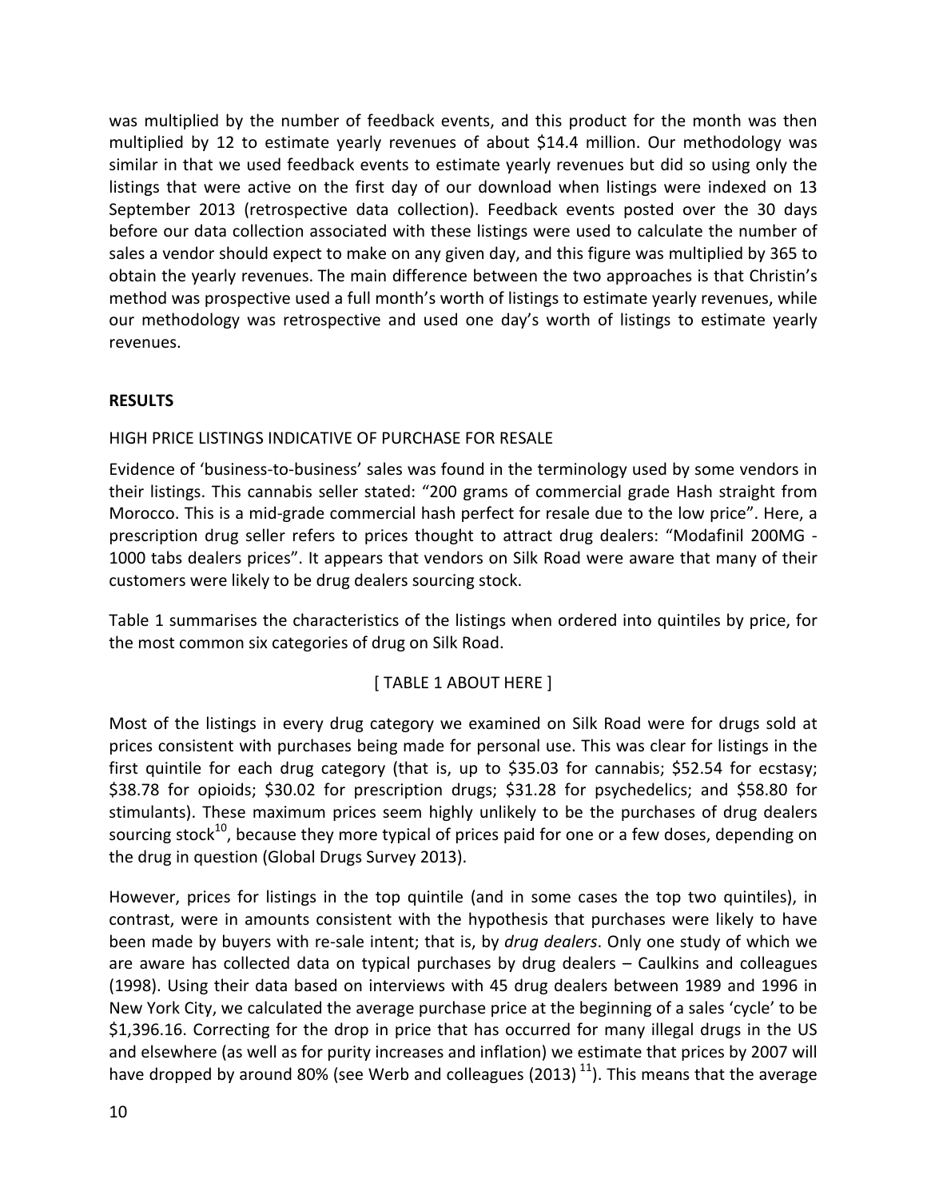was multiplied by the number of feedback events, and this product for the month was then multiplied by 12 to estimate yearly revenues of about $14.4 million. Our methodology was similar in that we used feedback events to estimate yearly revenues but did so using only the listings that were active on the first day of our download when listings were indexed on 13 September 2013 (retrospective data collection). Feedback events posted over the 30 days before our data collection associated with these listings were used to calculate the number of sales a vendor should expect to make on any given day, and this figure was multiplied by 365 to obtain the yearly revenues. The main difference between the two approaches is that Christin's method was prospective used a full month's worth of listings to estimate yearly revenues, while our methodology was retrospective and used one day's worth of listings to estimate yearly revenues.

## RESULTS

### HIGH PRICE LISTINGS INDICATIVE OF PURCHASE FOR RESALE

Evidence of 'business-to-business' sales was found in the terminology used by some vendors in their listings. This cannabis seller stated: "200 grams of commercial grade Hash straight from Morocco. This is a mid-grade commercial hash perfect for resale due to the low price". Here, a prescription drug seller refers to prices thought to attract drug dealers: "Modafinil 200MG - 1000 tabs dealers prices". It appears that vendors on Silk Road were aware that many of their customers were likely to be drug dealers sourcing stock.

Table 1 summarises the characteristics of the listings when ordered into quintiles by price, for the most common six categories of drug on Silk Road.

[ TABLE 1 ABOUT HERE ]

Most of the listings in every drug category we examined on Silk Road were for drugs sold at prices consistent with purchases being made for personal use. This was clear for listings in the first quintile for each drug category (that is, up to $35.03 for cannabis; $52.54 for ecstasy; $38.78 for opioids; $30.02 for prescription drugs; $31.28 for psychedelics; and $58.80 for stimulants). These maximum prices seem highly unlikely to be the purchases of drug dealers sourcing stock[10], because they more typical of prices paid for one or a few doses, depending on the drug in question (Global Drugs Survey 2013).

However, prices for listings in the top quintile (and in some cases the top two quintiles), in contrast, were in amounts consistent with the hypothesis that purchases were likely to have been made by buyers with re-sale intent; that is, by *drug dealers*. Only one study of which we are aware has collected data on typical purchases by drug dealers – Caulkins and colleagues (1998). Using their data based on interviews with 45 drug dealers between 1989 and 1996 in New York City, we calculated the average purchase price at the beginning of a sales 'cycle' to be $1,396.16. Correcting for the drop in price that has occurred for many illegal drugs in the US and elsewhere (as well as for purity increases and inflation) we estimate that prices by 2007 will have dropped by around 80% (see Werb and colleagues (2013)[11]). This means that the average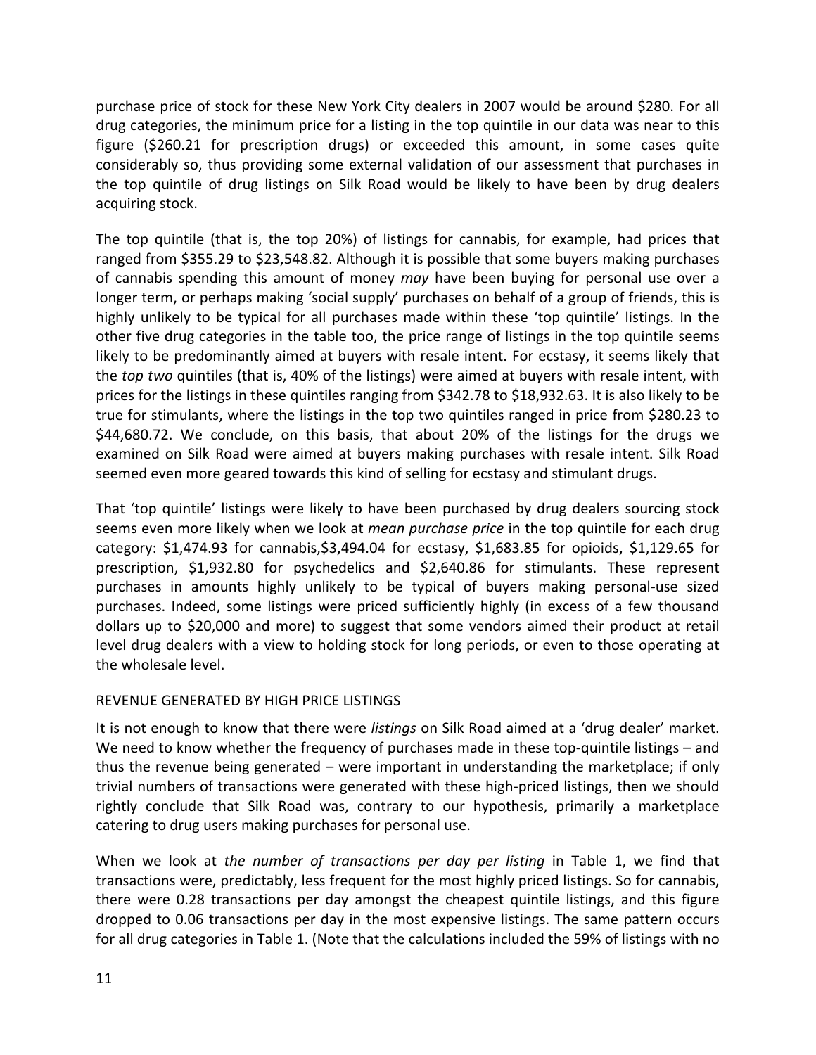purchase price of stock for these New York City dealers in 2007 would be around $280. For all drug categories, the minimum price for a listing in the top quintile in our data was near to this figure ($260.21 for prescription drugs) or exceeded this amount, in some cases quite considerably so, thus providing some external validation of our assessment that purchases in the top quintile of drug listings on Silk Road would be likely to have been by drug dealers acquiring stock.

The top quintile (that is, the top 20%) of listings for cannabis, for example, had prices that ranged from $355.29 to $23,548.82. Although it is possible that some buyers making purchases of cannabis spending this amount of money *may* have been buying for personal use over a longer term, or perhaps making 'social supply' purchases on behalf of a group of friends, this is highly unlikely to be typical for all purchases made within these 'top quintile' listings. In the other five drug categories in the table too, the price range of listings in the top quintile seems likely to be predominantly aimed at buyers with resale intent. For ecstasy, it seems likely that the *top two* quintiles (that is, 40% of the listings) were aimed at buyers with resale intent, with prices for the listings in these quintiles ranging from $342.78 to $18,932.63. It is also likely to be true for stimulants, where the listings in the top two quintiles ranged in price from $280.23 to $44,680.72. We conclude, on this basis, that about 20% of the listings for the drugs we examined on Silk Road were aimed at buyers making purchases with resale intent. Silk Road seemed even more geared towards this kind of selling for ecstasy and stimulant drugs.

That 'top quintile' listings were likely to have been purchased by drug dealers sourcing stock seems even more likely when we look at *mean purchase price* in the top quintile for each drug category: $1,474.93 for cannabis,$3,494.04 for ecstasy, $1,683.85 for opioids, $1,129.65 for prescription, $1,932.80 for psychedelics and $2,640.86 for stimulants. These represent purchases in amounts highly unlikely to be typical of buyers making personal-use sized purchases. Indeed, some listings were priced sufficiently highly (in excess of a few thousand dollars up to $20,000 and more) to suggest that some vendors aimed their product at retail level drug dealers with a view to holding stock for long periods, or even to those operating at the wholesale level.

## REVENUE GENERATED BY HIGH PRICE LISTINGS

It is not enough to know that there were *listings* on Silk Road aimed at a 'drug dealer' market. We need to know whether the frequency of purchases made in these top-quintile listings – and thus the revenue being generated – were important in understanding the marketplace; if only trivial numbers of transactions were generated with these high-priced listings, then we should rightly conclude that Silk Road was, contrary to our hypothesis, primarily a marketplace catering to drug users making purchases for personal use.

When we look at *the number of transactions per day per listing* in Table 1, we find that transactions were, predictably, less frequent for the most highly priced listings. So for cannabis, there were 0.28 transactions per day amongst the cheapest quintile listings, and this figure dropped to 0.06 transactions per day in the most expensive listings. The same pattern occurs for all drug categories in Table 1. (Note that the calculations included the 59% of listings with no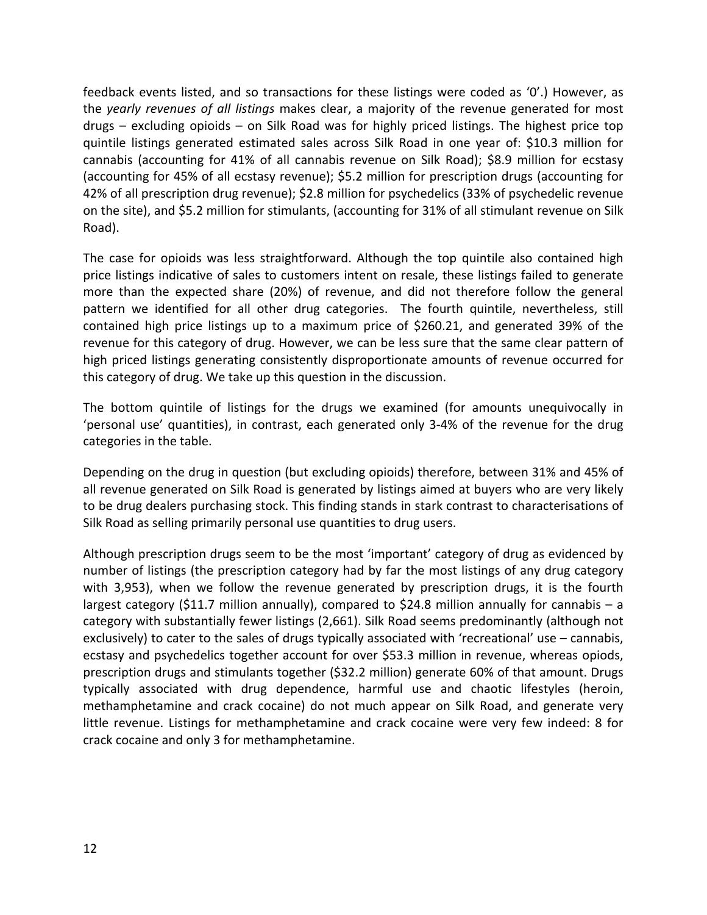feedback events listed, and so transactions for these listings were coded as '0'.) However, as the *yearly revenues of all listings* makes clear, a majority of the revenue generated for most drugs – excluding opioids – on Silk Road was for highly priced listings. The highest price top quintile listings generated estimated sales across Silk Road in one year of: $10.3 million for cannabis (accounting for 41% of all cannabis revenue on Silk Road); $8.9 million for ecstasy (accounting for 45% of all ecstasy revenue); $5.2 million for prescription drugs (accounting for 42% of all prescription drug revenue); $2.8 million for psychedelics (33% of psychedelic revenue on the site), and $5.2 million for stimulants, (accounting for 31% of all stimulant revenue on Silk Road).

The case for opioids was less straightforward. Although the top quintile also contained high price listings indicative of sales to customers intent on resale, these listings failed to generate more than the expected share (20%) of revenue, and did not therefore follow the general pattern we identified for all other drug categories. The fourth quintile, nevertheless, still contained high price listings up to a maximum price of $260.21, and generated 39% of the revenue for this category of drug. However, we can be less sure that the same clear pattern of high priced listings generating consistently disproportionate amounts of revenue occurred for this category of drug. We take up this question in the discussion.

The bottom quintile of listings for the drugs we examined (for amounts unequivocally in 'personal use' quantities), in contrast, each generated only 3-4% of the revenue for the drug categories in the table.

Depending on the drug in question (but excluding opioids) therefore, between 31% and 45% of all revenue generated on Silk Road is generated by listings aimed at buyers who are very likely to be drug dealers purchasing stock. This finding stands in stark contrast to characterisations of Silk Road as selling primarily personal use quantities to drug users.

Although prescription drugs seem to be the most 'important' category of drug as evidenced by number of listings (the prescription category had by far the most listings of any drug category with 3,953), when we follow the revenue generated by prescription drugs, it is the fourth largest category ($11.7 million annually), compared to $24.8 million annually for cannabis – a category with substantially fewer listings (2,661). Silk Road seems predominantly (although not exclusively) to cater to the sales of drugs typically associated with 'recreational' use – cannabis, ecstasy and psychedelics together account for over $53.3 million in revenue, whereas opiods, prescription drugs and stimulants together ($32.2 million) generate 60% of that amount. Drugs typically associated with drug dependence, harmful use and chaotic lifestyles (heroin, methamphetamine and crack cocaine) do not much appear on Silk Road, and generate very little revenue. Listings for methamphetamine and crack cocaine were very few indeed: 8 for crack cocaine and only 3 for methamphetamine.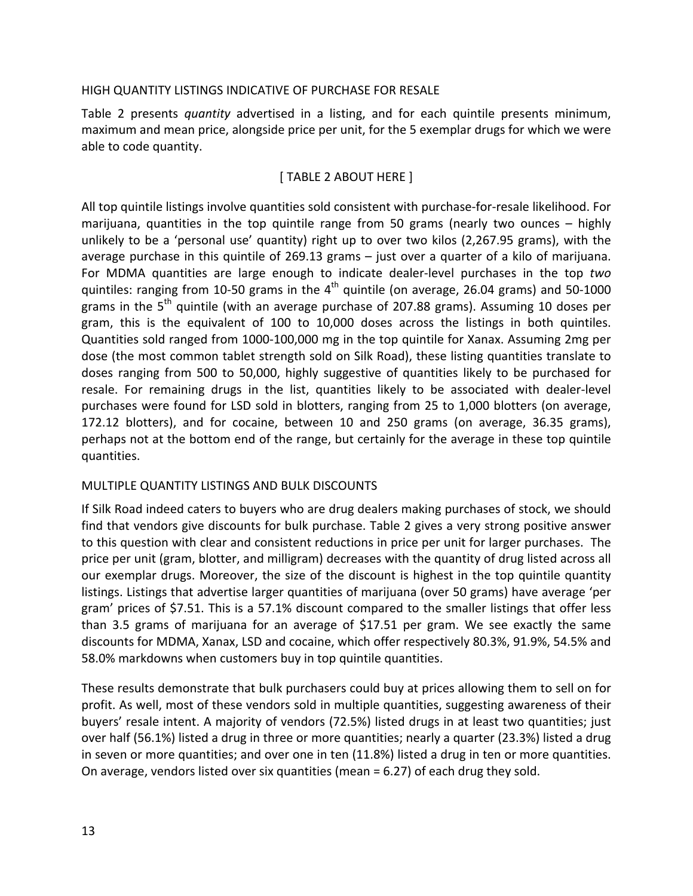## HIGH QUANTITY LISTINGS INDICATIVE OF PURCHASE FOR RESALE

Table 2 presents *quantity* advertised in a listing, and for each quintile presents minimum, maximum and mean price, alongside price per unit, for the 5 exemplar drugs for which we were able to code quantity.

[ TABLE 2 ABOUT HERE ]

All top quintile listings involve quantities sold consistent with purchase-for-resale likelihood. For marijuana, quantities in the top quintile range from 50 grams (nearly two ounces – highly unlikely to be a 'personal use' quantity) right up to over two kilos (2,267.95 grams), with the average purchase in this quintile of 269.13 grams – just over a quarter of a kilo of marijuana. For MDMA quantities are large enough to indicate dealer-level purchases in the top *two* quintiles: ranging from 10-50 grams in the 4th quintile (on average, 26.04 grams) and 50-1000 grams in the 5th quintile (with an average purchase of 207.88 grams). Assuming 10 doses per gram, this is the equivalent of 100 to 10,000 doses across the listings in both quintiles. Quantities sold ranged from 1000-100,000 mg in the top quintile for Xanax. Assuming 2mg per dose (the most common tablet strength sold on Silk Road), these listing quantities translate to doses ranging from 500 to 50,000, highly suggestive of quantities likely to be purchased for resale. For remaining drugs in the list, quantities likely to be associated with dealer-level purchases were found for LSD sold in blotters, ranging from 25 to 1,000 blotters (on average, 172.12 blotters), and for cocaine, between 10 and 250 grams (on average, 36.35 grams), perhaps not at the bottom end of the range, but certainly for the average in these top quintile quantities.

## MULTIPLE QUANTITY LISTINGS AND BULK DISCOUNTS

If Silk Road indeed caters to buyers who are drug dealers making purchases of stock, we should find that vendors give discounts for bulk purchase. Table 2 gives a very strong positive answer to this question with clear and consistent reductions in price per unit for larger purchases. The price per unit (gram, blotter, and milligram) decreases with the quantity of drug listed across all our exemplar drugs. Moreover, the size of the discount is highest in the top quintile quantity listings. Listings that advertise larger quantities of marijuana (over 50 grams) have average 'per gram' prices of $7.51. This is a 57.1% discount compared to the smaller listings that offer less than 3.5 grams of marijuana for an average of $17.51 per gram. We see exactly the same discounts for MDMA, Xanax, LSD and cocaine, which offer respectively 80.3%, 91.9%, 54.5% and 58.0% markdowns when customers buy in top quintile quantities.

These results demonstrate that bulk purchasers could buy at prices allowing them to sell on for profit. As well, most of these vendors sold in multiple quantities, suggesting awareness of their buyers' resale intent. A majority of vendors (72.5%) listed drugs in at least two quantities; just over half (56.1%) listed a drug in three or more quantities; nearly a quarter (23.3%) listed a drug in seven or more quantities; and over one in ten (11.8%) listed a drug in ten or more quantities. On average, vendors listed over six quantities (mean = 6.27) of each drug they sold.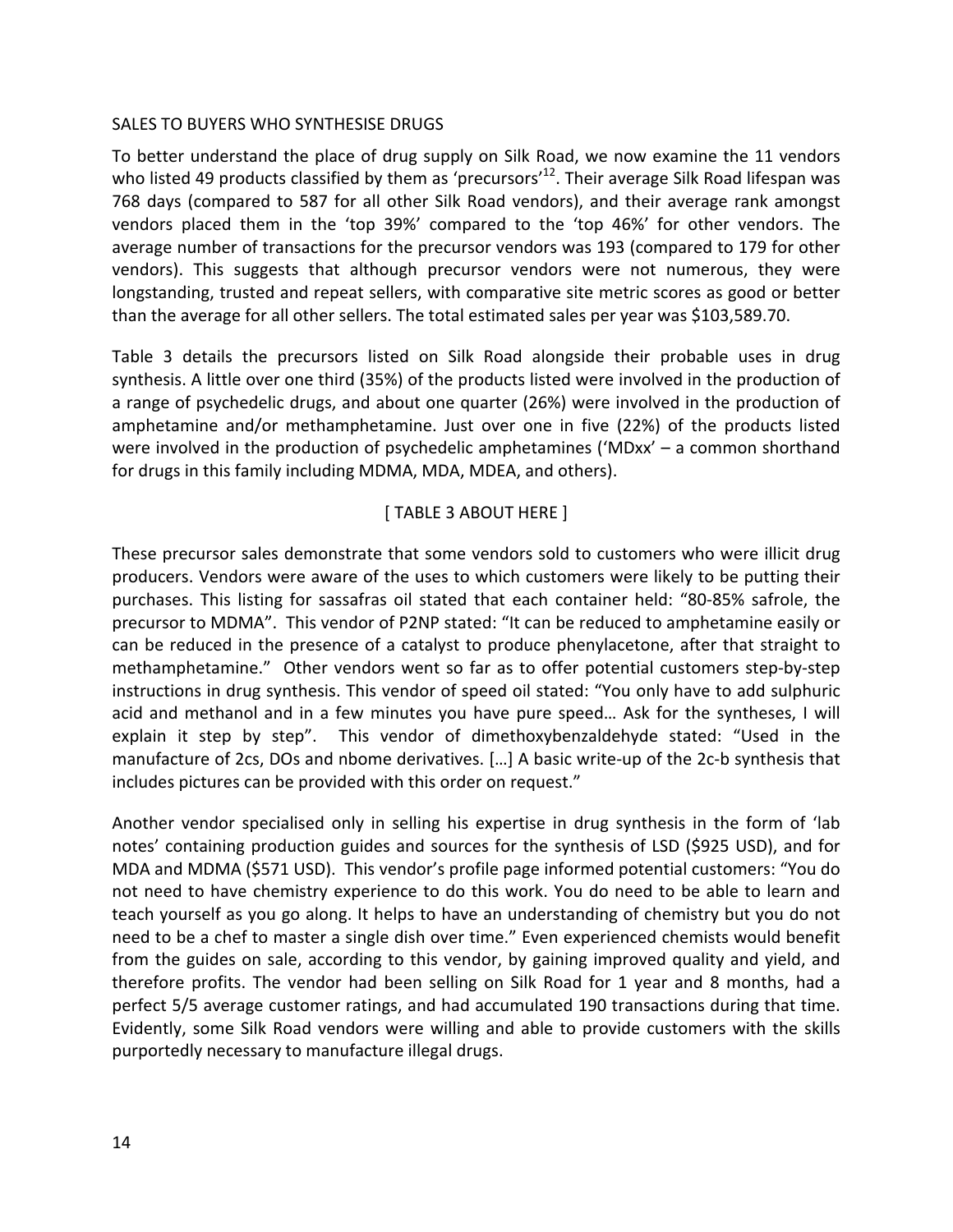SALES TO BUYERS WHO SYNTHESISE DRUGS

To better understand the place of drug supply on Silk Road, we now examine the 11 vendors who listed 49 products classified by them as 'precursors'[12]. Their average Silk Road lifespan was 768 days (compared to 587 for all other Silk Road vendors), and their average rank amongst vendors placed them in the 'top 39%' compared to the 'top 46%' for other vendors. The average number of transactions for the precursor vendors was 193 (compared to 179 for other vendors). This suggests that although precursor vendors were not numerous, they were longstanding, trusted and repeat sellers, with comparative site metric scores as good or better than the average for all other sellers. The total estimated sales per year was $103,589.70.

Table 3 details the precursors listed on Silk Road alongside their probable uses in drug synthesis. A little over one third (35%) of the products listed were involved in the production of a range of psychedelic drugs, and about one quarter (26%) were involved in the production of amphetamine and/or methamphetamine. Just over one in five (22%) of the products listed were involved in the production of psychedelic amphetamines ('MDxx' – a common shorthand for drugs in this family including MDMA, MDA, MDEA, and others).

[ TABLE 3 ABOUT HERE ]

These precursor sales demonstrate that some vendors sold to customers who were illicit drug producers. Vendors were aware of the uses to which customers were likely to be putting their purchases. This listing for sassafras oil stated that each container held: "80-85% safrole, the precursor to MDMA". This vendor of P2NP stated: "It can be reduced to amphetamine easily or can be reduced in the presence of a catalyst to produce phenylacetone, after that straight to methamphetamine." Other vendors went so far as to offer potential customers step-by-step instructions in drug synthesis. This vendor of speed oil stated: "You only have to add sulphuric acid and methanol and in a few minutes you have pure speed… Ask for the syntheses, I will explain it step by step". This vendor of dimethoxybenzaldehyde stated: "Used in the manufacture of 2cs, DOs and nbome derivatives. […] A basic write-up of the 2c-b synthesis that includes pictures can be provided with this order on request."

Another vendor specialised only in selling his expertise in drug synthesis in the form of 'lab notes' containing production guides and sources for the synthesis of LSD ($925 USD), and for MDA and MDMA ($571 USD). This vendor's profile page informed potential customers: "You do not need to have chemistry experience to do this work. You do need to be able to learn and teach yourself as you go along. It helps to have an understanding of chemistry but you do not need to be a chef to master a single dish over time." Even experienced chemists would benefit from the guides on sale, according to this vendor, by gaining improved quality and yield, and therefore profits. The vendor had been selling on Silk Road for 1 year and 8 months, had a perfect 5/5 average customer ratings, and had accumulated 190 transactions during that time. Evidently, some Silk Road vendors were willing and able to provide customers with the skills purportedly necessary to manufacture illegal drugs.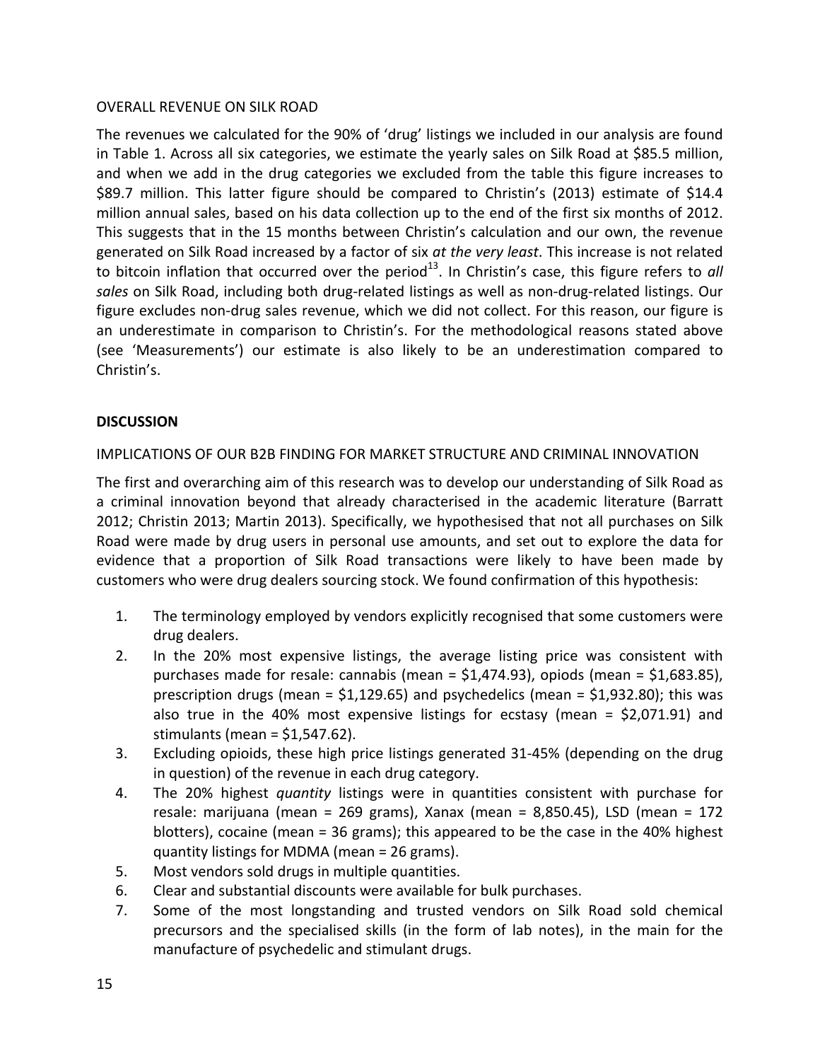OVERALL REVENUE ON SILK ROAD

The revenues we calculated for the 90% of 'drug' listings we included in our analysis are found in Table 1. Across all six categories, we estimate the yearly sales on Silk Road at $85.5 million, and when we add in the drug categories we excluded from the table this figure increases to $89.7 million. This latter figure should be compared to Christin's (2013) estimate of $14.4 million annual sales, based on his data collection up to the end of the first six months of 2012. This suggests that in the 15 months between Christin's calculation and our own, the revenue generated on Silk Road increased by a factor of six *at the very least*. This increase is not related to bitcoin inflation that occurred over the period[13]. In Christin's case, this figure refers to *all sales* on Silk Road, including both drug-related listings as well as non-drug-related listings. Our figure excludes non-drug sales revenue, which we did not collect. For this reason, our figure is an underestimate in comparison to Christin's. For the methodological reasons stated above (see 'Measurements') our estimate is also likely to be an underestimation compared to Christin's.

## DISCUSSION

IMPLICATIONS OF OUR B2B FINDING FOR MARKET STRUCTURE AND CRIMINAL INNOVATION

The first and overarching aim of this research was to develop our understanding of Silk Road as a criminal innovation beyond that already characterised in the academic literature (Barratt 2012; Christin 2013; Martin 2013). Specifically, we hypothesised that not all purchases on Silk Road were made by drug users in personal use amounts, and set out to explore the data for evidence that a proportion of Silk Road transactions were likely to have been made by customers who were drug dealers sourcing stock. We found confirmation of this hypothesis:

1. The terminology employed by vendors explicitly recognised that some customers were drug dealers.
2. In the 20% most expensive listings, the average listing price was consistent with purchases made for resale: cannabis (mean = $1,474.93), opiods (mean = $1,683.85), prescription drugs (mean = $1,129.65) and psychedelics (mean = $1,932.80); this was also true in the 40% most expensive listings for ecstasy (mean = $2,071.91) and stimulants (mean = $1,547.62).
3. Excluding opioids, these high price listings generated 31-45% (depending on the drug in question) of the revenue in each drug category.
4. The 20% highest *quantity* listings were in quantities consistent with purchase for resale: marijuana (mean = 269 grams), Xanax (mean = 8,850.45), LSD (mean = 172 blotters), cocaine (mean = 36 grams); this appeared to be the case in the 40% highest quantity listings for MDMA (mean = 26 grams).
5. Most vendors sold drugs in multiple quantities.
6. Clear and substantial discounts were available for bulk purchases.
7. Some of the most longstanding and trusted vendors on Silk Road sold chemical precursors and the specialised skills (in the form of lab notes), in the main for the manufacture of psychedelic and stimulant drugs.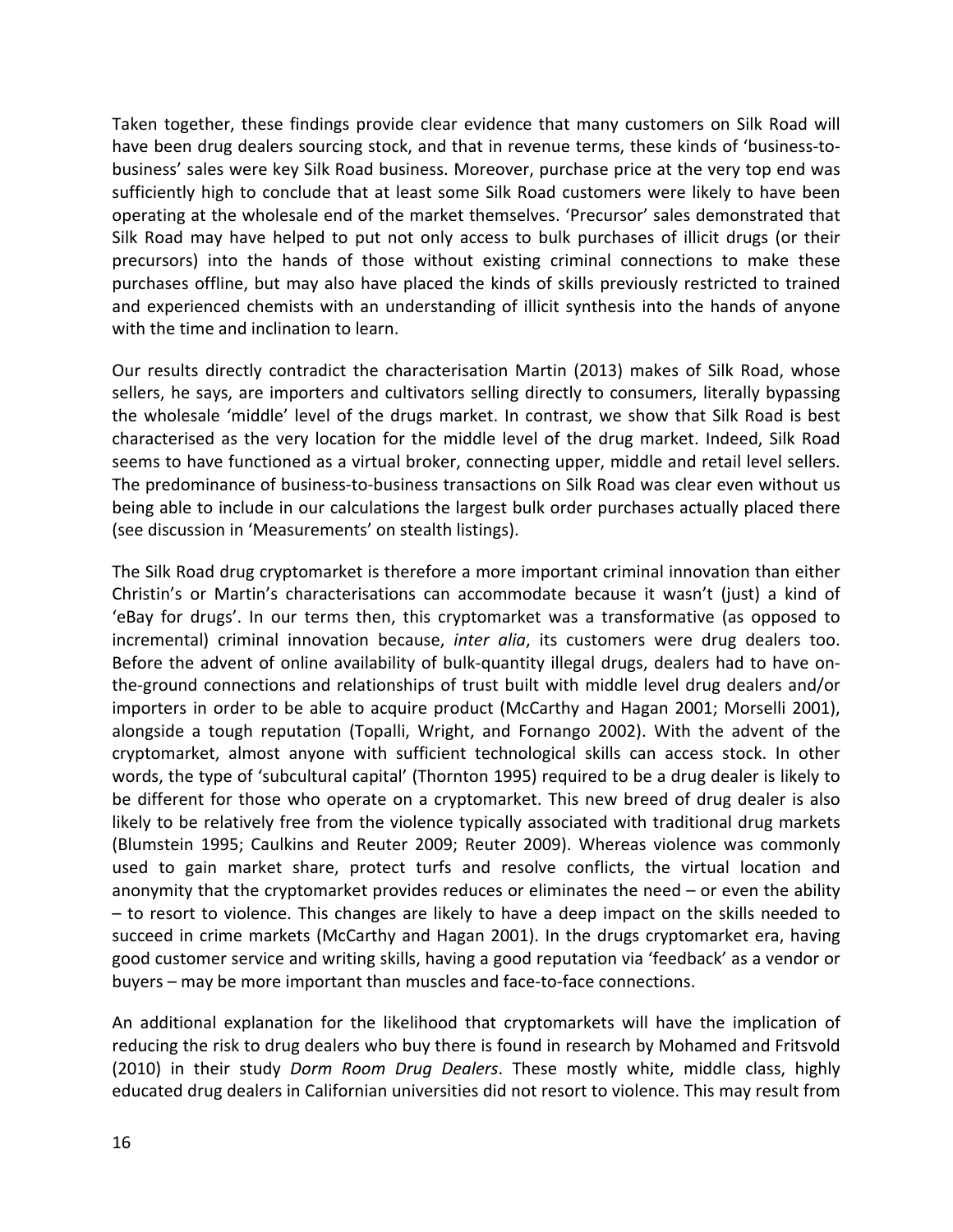Taken together, these findings provide clear evidence that many customers on Silk Road will have been drug dealers sourcing stock, and that in revenue terms, these kinds of 'business-to-business' sales were key Silk Road business. Moreover, purchase price at the very top end was sufficiently high to conclude that at least some Silk Road customers were likely to have been operating at the wholesale end of the market themselves. 'Precursor' sales demonstrated that Silk Road may have helped to put not only access to bulk purchases of illicit drugs (or their precursors) into the hands of those without existing criminal connections to make these purchases offline, but may also have placed the kinds of skills previously restricted to trained and experienced chemists with an understanding of illicit synthesis into the hands of anyone with the time and inclination to learn.

Our results directly contradict the characterisation Martin (2013) makes of Silk Road, whose sellers, he says, are importers and cultivators selling directly to consumers, literally bypassing the wholesale 'middle' level of the drugs market. In contrast, we show that Silk Road is best characterised as the very location for the middle level of the drug market. Indeed, Silk Road seems to have functioned as a virtual broker, connecting upper, middle and retail level sellers. The predominance of business-to-business transactions on Silk Road was clear even without us being able to include in our calculations the largest bulk order purchases actually placed there (see discussion in 'Measurements' on stealth listings).

The Silk Road drug cryptomarket is therefore a more important criminal innovation than either Christin's or Martin's characterisations can accommodate because it wasn't (just) a kind of 'eBay for drugs'. In our terms then, this cryptomarket was a transformative (as opposed to incremental) criminal innovation because, *inter alia*, its customers were drug dealers too. Before the advent of online availability of bulk-quantity illegal drugs, dealers had to have on-the-ground connections and relationships of trust built with middle level drug dealers and/or importers in order to be able to acquire product (McCarthy and Hagan 2001; Morselli 2001), alongside a tough reputation (Topalli, Wright, and Fornango 2002). With the advent of the cryptomarket, almost anyone with sufficient technological skills can access stock. In other words, the type of 'subcultural capital' (Thornton 1995) required to be a drug dealer is likely to be different for those who operate on a cryptomarket. This new breed of drug dealer is also likely to be relatively free from the violence typically associated with traditional drug markets (Blumstein 1995; Caulkins and Reuter 2009; Reuter 2009). Whereas violence was commonly used to gain market share, protect turfs and resolve conflicts, the virtual location and anonymity that the cryptomarket provides reduces or eliminates the need – or even the ability – to resort to violence. This changes are likely to have a deep impact on the skills needed to succeed in crime markets (McCarthy and Hagan 2001). In the drugs cryptomarket era, having good customer service and writing skills, having a good reputation via 'feedback' as a vendor or buyers – may be more important than muscles and face-to-face connections.

An additional explanation for the likelihood that cryptomarkets will have the implication of reducing the risk to drug dealers who buy there is found in research by Mohamed and Fritsvold (2010) in their study *Dorm Room Drug Dealers*. These mostly white, middle class, highly educated drug dealers in Californian universities did not resort to violence. This may result from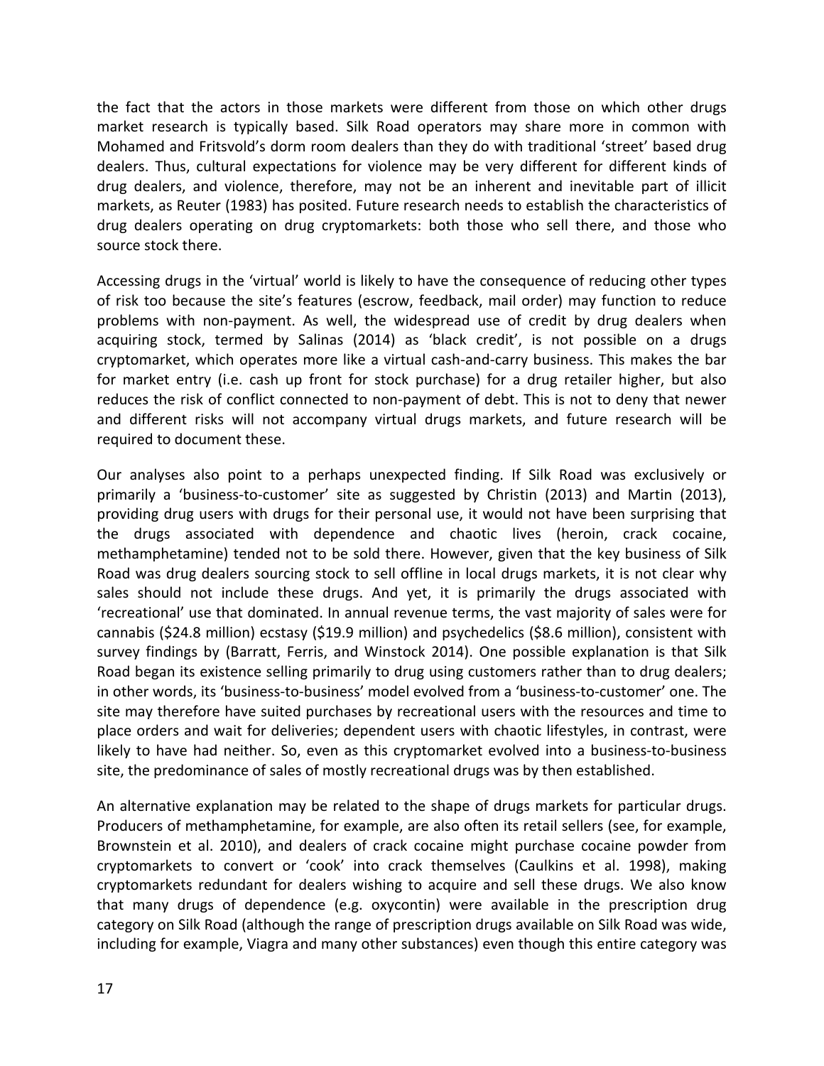the fact that the actors in those markets were different from those on which other drugs market research is typically based. Silk Road operators may share more in common with Mohamed and Fritsvold's dorm room dealers than they do with traditional 'street' based drug dealers. Thus, cultural expectations for violence may be very different for different kinds of drug dealers, and violence, therefore, may not be an inherent and inevitable part of illicit markets, as Reuter (1983) has posited. Future research needs to establish the characteristics of drug dealers operating on drug cryptomarkets: both those who sell there, and those who source stock there.

Accessing drugs in the 'virtual' world is likely to have the consequence of reducing other types of risk too because the site's features (escrow, feedback, mail order) may function to reduce problems with non-payment. As well, the widespread use of credit by drug dealers when acquiring stock, termed by Salinas (2014) as 'black credit', is not possible on a drugs cryptomarket, which operates more like a virtual cash-and-carry business. This makes the bar for market entry (i.e. cash up front for stock purchase) for a drug retailer higher, but also reduces the risk of conflict connected to non-payment of debt. This is not to deny that newer and different risks will not accompany virtual drugs markets, and future research will be required to document these.

Our analyses also point to a perhaps unexpected finding. If Silk Road was exclusively or primarily a 'business-to-customer' site as suggested by Christin (2013) and Martin (2013), providing drug users with drugs for their personal use, it would not have been surprising that the drugs associated with dependence and chaotic lives (heroin, crack cocaine, methamphetamine) tended not to be sold there. However, given that the key business of Silk Road was drug dealers sourcing stock to sell offline in local drugs markets, it is not clear why sales should not include these drugs. And yet, it is primarily the drugs associated with 'recreational' use that dominated. In annual revenue terms, the vast majority of sales were for cannabis ($24.8 million) ecstasy ($19.9 million) and psychedelics ($8.6 million), consistent with survey findings by (Barratt, Ferris, and Winstock 2014). One possible explanation is that Silk Road began its existence selling primarily to drug using customers rather than to drug dealers; in other words, its 'business-to-business' model evolved from a 'business-to-customer' one. The site may therefore have suited purchases by recreational users with the resources and time to place orders and wait for deliveries; dependent users with chaotic lifestyles, in contrast, were likely to have had neither. So, even as this cryptomarket evolved into a business-to-business site, the predominance of sales of mostly recreational drugs was by then established.

An alternative explanation may be related to the shape of drugs markets for particular drugs. Producers of methamphetamine, for example, are also often its retail sellers (see, for example, Brownstein et al. 2010), and dealers of crack cocaine might purchase cocaine powder from cryptomarkets to convert or 'cook' into crack themselves (Caulkins et al. 1998), making cryptomarkets redundant for dealers wishing to acquire and sell these drugs. We also know that many drugs of dependence (e.g. oxycontin) were available in the prescription drug category on Silk Road (although the range of prescription drugs available on Silk Road was wide, including for example, Viagra and many other substances) even though this entire category was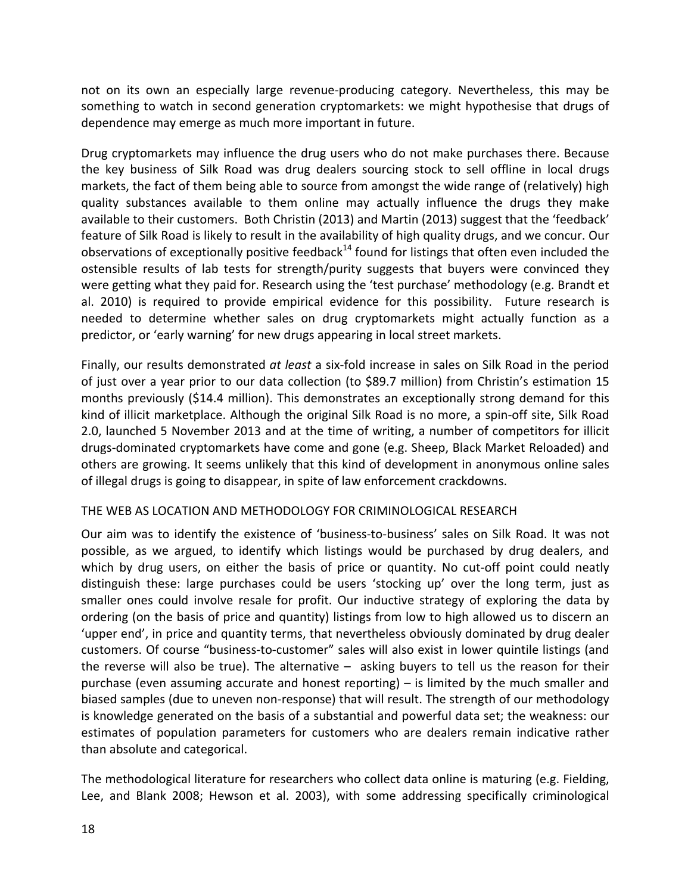not on its own an especially large revenue-producing category. Nevertheless, this may be something to watch in second generation cryptomarkets: we might hypothesise that drugs of dependence may emerge as much more important in future.

Drug cryptomarkets may influence the drug users who do not make purchases there. Because the key business of Silk Road was drug dealers sourcing stock to sell offline in local drugs markets, the fact of them being able to source from amongst the wide range of (relatively) high quality substances available to them online may actually influence the drugs they make available to their customers. Both Christin (2013) and Martin (2013) suggest that the 'feedback' feature of Silk Road is likely to result in the availability of high quality drugs, and we concur. Our observations of exceptionally positive feedback[14] found for listings that often even included the ostensible results of lab tests for strength/purity suggests that buyers were convinced they were getting what they paid for. Research using the 'test purchase' methodology (e.g. Brandt et al. 2010) is required to provide empirical evidence for this possibility. Future research is needed to determine whether sales on drug cryptomarkets might actually function as a predictor, or 'early warning' for new drugs appearing in local street markets.

Finally, our results demonstrated *at least* a six-fold increase in sales on Silk Road in the period of just over a year prior to our data collection (to $89.7 million) from Christin's estimation 15 months previously ($14.4 million). This demonstrates an exceptionally strong demand for this kind of illicit marketplace. Although the original Silk Road is no more, a spin-off site, Silk Road 2.0, launched 5 November 2013 and at the time of writing, a number of competitors for illicit drugs-dominated cryptomarkets have come and gone (e.g. Sheep, Black Market Reloaded) and others are growing. It seems unlikely that this kind of development in anonymous online sales of illegal drugs is going to disappear, in spite of law enforcement crackdowns.

## THE WEB AS LOCATION AND METHODOLOGY FOR CRIMINOLOGICAL RESEARCH

Our aim was to identify the existence of 'business-to-business' sales on Silk Road. It was not possible, as we argued, to identify which listings would be purchased by drug dealers, and which by drug users, on either the basis of price or quantity. No cut-off point could neatly distinguish these: large purchases could be users 'stocking up' over the long term, just as smaller ones could involve resale for profit. Our inductive strategy of exploring the data by ordering (on the basis of price and quantity) listings from low to high allowed us to discern an 'upper end', in price and quantity terms, that nevertheless obviously dominated by drug dealer customers. Of course "business-to-customer" sales will also exist in lower quintile listings (and the reverse will also be true). The alternative – asking buyers to tell us the reason for their purchase (even assuming accurate and honest reporting) – is limited by the much smaller and biased samples (due to uneven non-response) that will result. The strength of our methodology is knowledge generated on the basis of a substantial and powerful data set; the weakness: our estimates of population parameters for customers who are dealers remain indicative rather than absolute and categorical.

The methodological literature for researchers who collect data online is maturing (e.g. Fielding, Lee, and Blank 2008; Hewson et al. 2003), with some addressing specifically criminological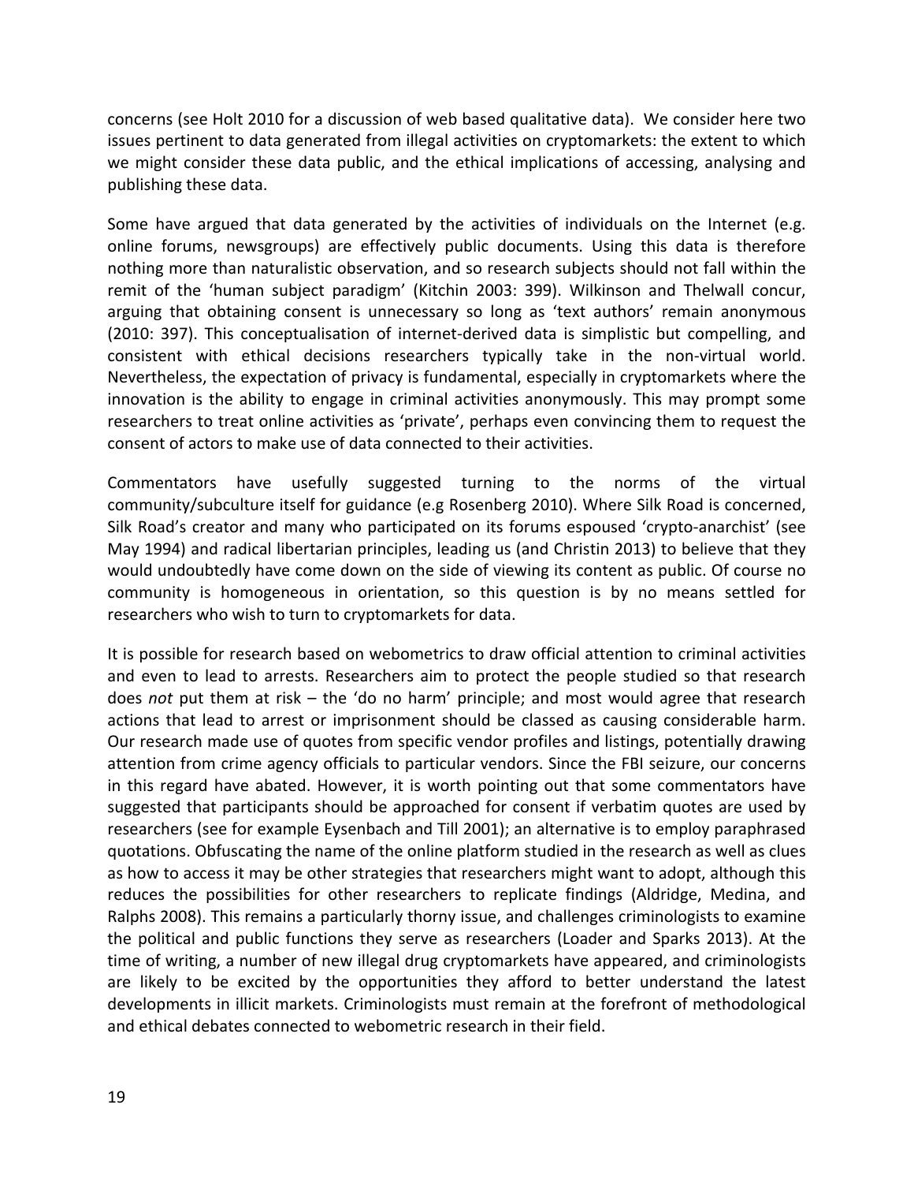concerns (see Holt 2010 for a discussion of web based qualitative data). We consider here two issues pertinent to data generated from illegal activities on cryptomarkets: the extent to which we might consider these data public, and the ethical implications of accessing, analysing and publishing these data.

Some have argued that data generated by the activities of individuals on the Internet (e.g. online forums, newsgroups) are effectively public documents. Using this data is therefore nothing more than naturalistic observation, and so research subjects should not fall within the remit of the 'human subject paradigm' (Kitchin 2003: 399). Wilkinson and Thelwall concur, arguing that obtaining consent is unnecessary so long as 'text authors' remain anonymous (2010: 397). This conceptualisation of internet-derived data is simplistic but compelling, and consistent with ethical decisions researchers typically take in the non-virtual world. Nevertheless, the expectation of privacy is fundamental, especially in cryptomarkets where the innovation is the ability to engage in criminal activities anonymously. This may prompt some researchers to treat online activities as 'private', perhaps even convincing them to request the consent of actors to make use of data connected to their activities.

Commentators have usefully suggested turning to the norms of the virtual community/subculture itself for guidance (e.g Rosenberg 2010). Where Silk Road is concerned, Silk Road's creator and many who participated on its forums espoused 'crypto-anarchist' (see May 1994) and radical libertarian principles, leading us (and Christin 2013) to believe that they would undoubtedly have come down on the side of viewing its content as public. Of course no community is homogeneous in orientation, so this question is by no means settled for researchers who wish to turn to cryptomarkets for data.

It is possible for research based on webometrics to draw official attention to criminal activities and even to lead to arrests. Researchers aim to protect the people studied so that research does *not* put them at risk – the 'do no harm' principle; and most would agree that research actions that lead to arrest or imprisonment should be classed as causing considerable harm. Our research made use of quotes from specific vendor profiles and listings, potentially drawing attention from crime agency officials to particular vendors. Since the FBI seizure, our concerns in this regard have abated. However, it is worth pointing out that some commentators have suggested that participants should be approached for consent if verbatim quotes are used by researchers (see for example Eysenbach and Till 2001); an alternative is to employ paraphrased quotations. Obfuscating the name of the online platform studied in the research as well as clues as how to access it may be other strategies that researchers might want to adopt, although this reduces the possibilities for other researchers to replicate findings (Aldridge, Medina, and Ralphs 2008). This remains a particularly thorny issue, and challenges criminologists to examine the political and public functions they serve as researchers (Loader and Sparks 2013). At the time of writing, a number of new illegal drug cryptomarkets have appeared, and criminologists are likely to be excited by the opportunities they afford to better understand the latest developments in illicit markets. Criminologists must remain at the forefront of methodological and ethical debates connected to webometric research in their field.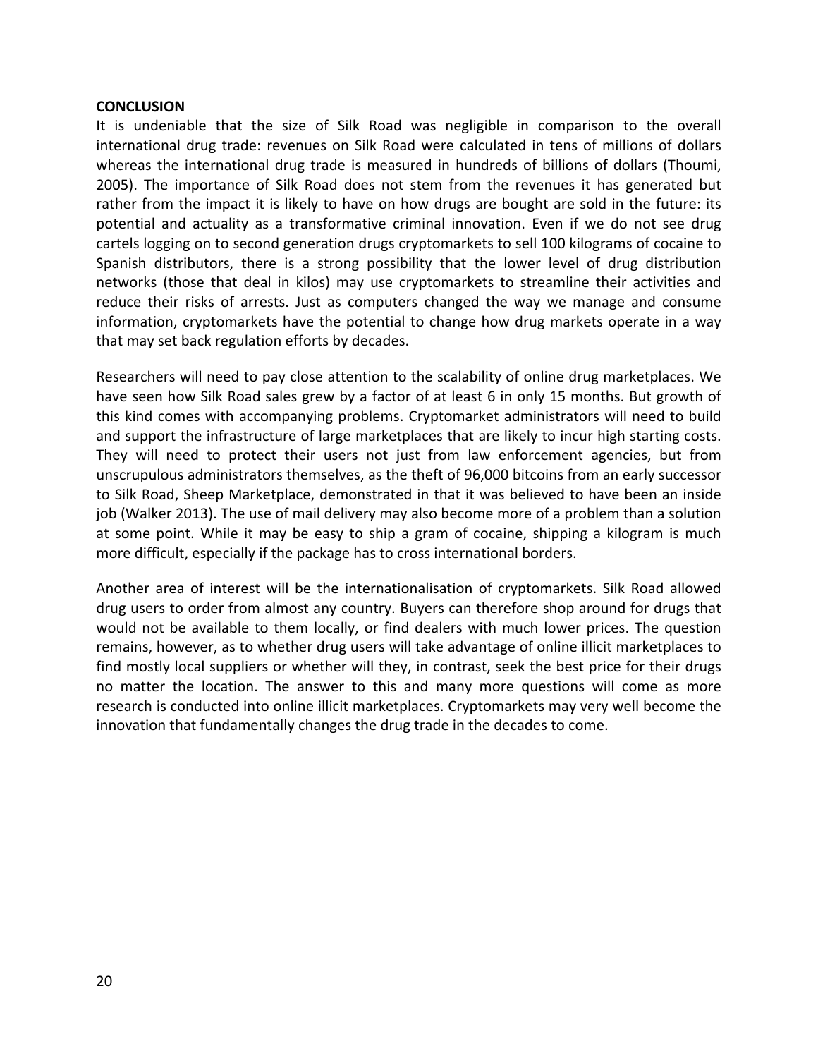**CONCLUSION**

It is undeniable that the size of Silk Road was negligible in comparison to the overall international drug trade: revenues on Silk Road were calculated in tens of millions of dollars whereas the international drug trade is measured in hundreds of billions of dollars (Thoumi, 2005). The importance of Silk Road does not stem from the revenues it has generated but rather from the impact it is likely to have on how drugs are bought are sold in the future: its potential and actuality as a transformative criminal innovation. Even if we do not see drug cartels logging on to second generation drugs cryptomarkets to sell 100 kilograms of cocaine to Spanish distributors, there is a strong possibility that the lower level of drug distribution networks (those that deal in kilos) may use cryptomarkets to streamline their activities and reduce their risks of arrests. Just as computers changed the way we manage and consume information, cryptomarkets have the potential to change how drug markets operate in a way that may set back regulation efforts by decades.

Researchers will need to pay close attention to the scalability of online drug marketplaces. We have seen how Silk Road sales grew by a factor of at least 6 in only 15 months. But growth of this kind comes with accompanying problems. Cryptomarket administrators will need to build and support the infrastructure of large marketplaces that are likely to incur high starting costs. They will need to protect their users not just from law enforcement agencies, but from unscrupulous administrators themselves, as the theft of 96,000 bitcoins from an early successor to Silk Road, Sheep Marketplace, demonstrated in that it was believed to have been an inside job (Walker 2013). The use of mail delivery may also become more of a problem than a solution at some point. While it may be easy to ship a gram of cocaine, shipping a kilogram is much more difficult, especially if the package has to cross international borders.

Another area of interest will be the internationalisation of cryptomarkets. Silk Road allowed drug users to order from almost any country. Buyers can therefore shop around for drugs that would not be available to them locally, or find dealers with much lower prices. The question remains, however, as to whether drug users will take advantage of online illicit marketplaces to find mostly local suppliers or whether will they, in contrast, seek the best price for their drugs no matter the location. The answer to this and many more questions will come as more research is conducted into online illicit marketplaces. Cryptomarkets may very well become the innovation that fundamentally changes the drug trade in the decades to come.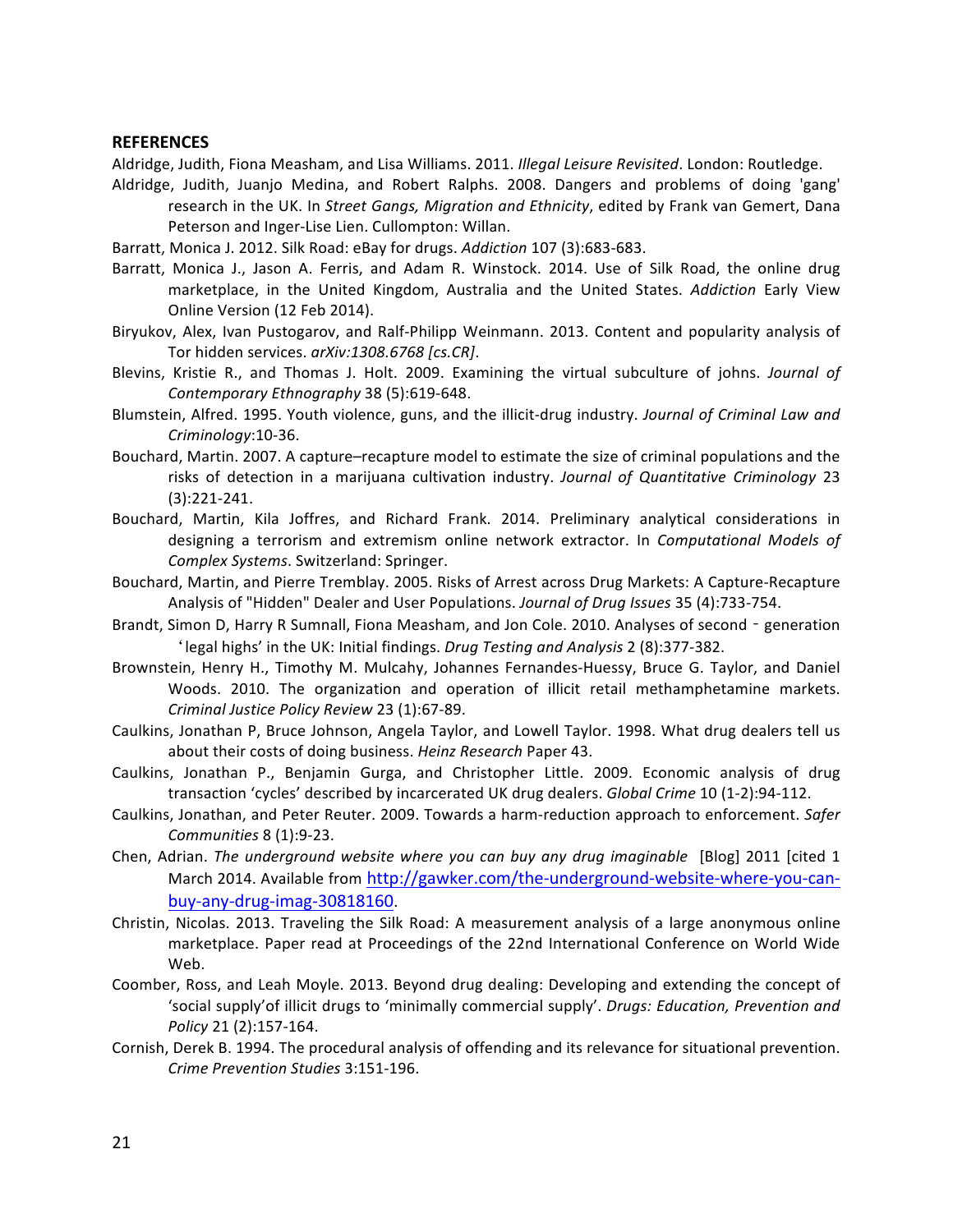## REFERENCES

Aldridge, Judith, Fiona Measham, and Lisa Williams. 2011. *Illegal Leisure Revisited*. London: Routledge.

Aldridge, Judith, Juanjo Medina, and Robert Ralphs. 2008. Dangers and problems of doing 'gang' research in the UK. In *Street Gangs, Migration and Ethnicity*, edited by Frank van Gemert, Dana Peterson and Inger-Lise Lien. Cullompton: Willan.

Barratt, Monica J. 2012. Silk Road: eBay for drugs. *Addiction* 107 (3):683-683.

Barratt, Monica J., Jason A. Ferris, and Adam R. Winstock. 2014. Use of Silk Road, the online drug marketplace, in the United Kingdom, Australia and the United States. *Addiction* Early View Online Version (12 Feb 2014).

Biryukov, Alex, Ivan Pustogarov, and Ralf-Philipp Weinmann. 2013. Content and popularity analysis of Tor hidden services. *arXiv:1308.6768 [cs.CR]*.

Blevins, Kristie R., and Thomas J. Holt. 2009. Examining the virtual subculture of johns. *Journal of Contemporary Ethnography* 38 (5):619-648.

Blumstein, Alfred. 1995. Youth violence, guns, and the illicit-drug industry. *Journal of Criminal Law and Criminology*:10-36.

Bouchard, Martin. 2007. A capture–recapture model to estimate the size of criminal populations and the risks of detection in a marijuana cultivation industry. *Journal of Quantitative Criminology* 23 (3):221-241.

Bouchard, Martin, Kila Joffres, and Richard Frank. 2014. Preliminary analytical considerations in designing a terrorism and extremism online network extractor. In *Computational Models of Complex Systems*. Switzerland: Springer.

Bouchard, Martin, and Pierre Tremblay. 2005. Risks of Arrest across Drug Markets: A Capture-Recapture Analysis of "Hidden" Dealer and User Populations. *Journal of Drug Issues* 35 (4):733-754.

Brandt, Simon D, Harry R Sumnall, Fiona Measham, and Jon Cole. 2010. Analyses of second - generation 'legal highs' in the UK: Initial findings. *Drug Testing and Analysis* 2 (8):377-382.

Brownstein, Henry H., Timothy M. Mulcahy, Johannes Fernandes-Huessy, Bruce G. Taylor, and Daniel Woods. 2010. The organization and operation of illicit retail methamphetamine markets. *Criminal Justice Policy Review* 23 (1):67-89.

Caulkins, Jonathan P, Bruce Johnson, Angela Taylor, and Lowell Taylor. 1998. What drug dealers tell us about their costs of doing business. *Heinz Research* Paper 43.

Caulkins, Jonathan P., Benjamin Gurga, and Christopher Little. 2009. Economic analysis of drug transaction 'cycles' described by incarcerated UK drug dealers. *Global Crime* 10 (1-2):94-112.

Caulkins, Jonathan, and Peter Reuter. 2009. Towards a harm-reduction approach to enforcement. *Safer Communities* 8 (1):9-23.

Chen, Adrian. *The underground website where you can buy any drug imaginable* [Blog] 2011 [cited 1 March 2014. Available from http://gawker.com/the-underground-website-where-you-can-buy-any-drug-imag-30818160.

Christin, Nicolas. 2013. Traveling the Silk Road: A measurement analysis of a large anonymous online marketplace. Paper read at Proceedings of the 22nd International Conference on World Wide Web.

Coomber, Ross, and Leah Moyle. 2013. Beyond drug dealing: Developing and extending the concept of 'social supply'of illicit drugs to 'minimally commercial supply'. *Drugs: Education, Prevention and Policy* 21 (2):157-164.

Cornish, Derek B. 1994. The procedural analysis of offending and its relevance for situational prevention. *Crime Prevention Studies* 3:151-196.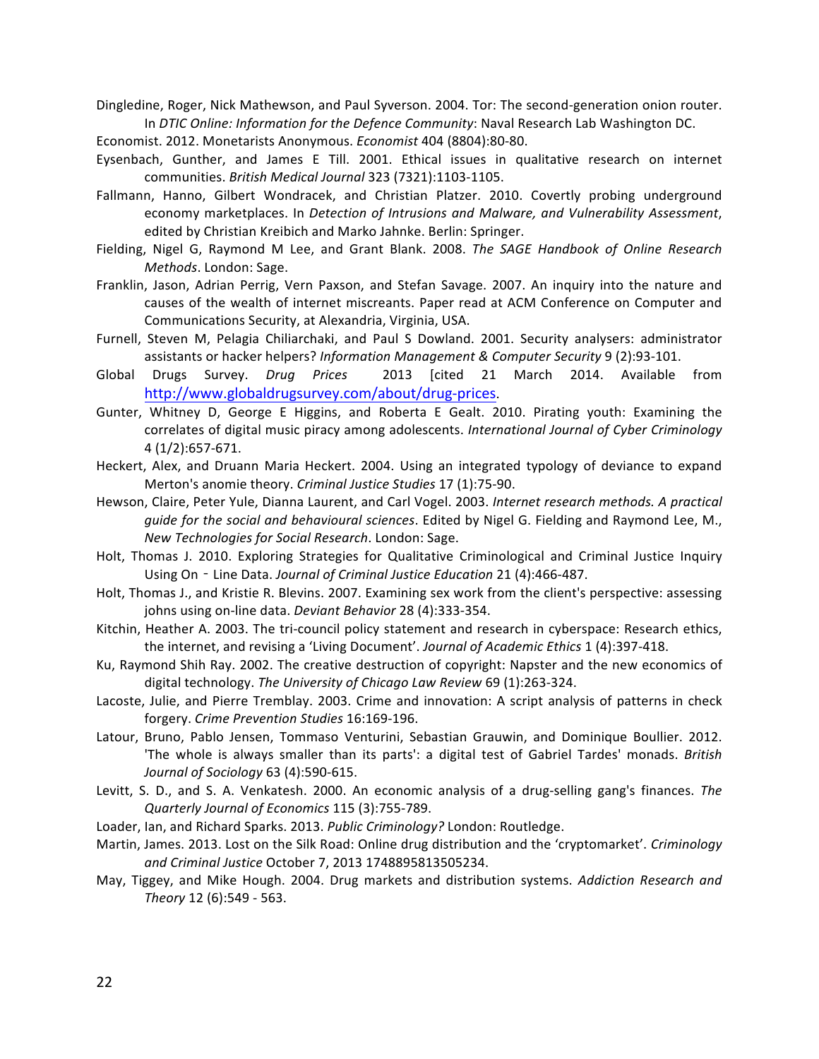Dingledine, Roger, Nick Mathewson, and Paul Syverson. 2004. Tor: The second-generation onion router. In *DTIC Online: Information for the Defence Community*: Naval Research Lab Washington DC.

Economist. 2012. Monetarists Anonymous. *Economist* 404 (8804):80-80.

Eysenbach, Gunther, and James E Till. 2001. Ethical issues in qualitative research on internet communities. *British Medical Journal* 323 (7321):1103-1105.

Fallmann, Hanno, Gilbert Wondracek, and Christian Platzer. 2010. Covertly probing underground economy marketplaces. In *Detection of Intrusions and Malware, and Vulnerability Assessment*, edited by Christian Kreibich and Marko Jahnke. Berlin: Springer.

Fielding, Nigel G, Raymond M Lee, and Grant Blank. 2008. *The SAGE Handbook of Online Research Methods*. London: Sage.

Franklin, Jason, Adrian Perrig, Vern Paxson, and Stefan Savage. 2007. An inquiry into the nature and causes of the wealth of internet miscreants. Paper read at ACM Conference on Computer and Communications Security, at Alexandria, Virginia, USA.

Furnell, Steven M, Pelagia Chiliarchaki, and Paul S Dowland. 2001. Security analysers: administrator assistants or hacker helpers? *Information Management & Computer Security* 9 (2):93-101.

Global Drugs Survey. *Drug Prices* 2013 [cited 21 March 2014. Available from http://www.globaldrugsurvey.com/about/drug-prices.

Gunter, Whitney D, George E Higgins, and Roberta E Gealt. 2010. Pirating youth: Examining the correlates of digital music piracy among adolescents. *International Journal of Cyber Criminology* 4 (1/2):657-671.

Heckert, Alex, and Druann Maria Heckert. 2004. Using an integrated typology of deviance to expand Merton's anomie theory. *Criminal Justice Studies* 17 (1):75-90.

Hewson, Claire, Peter Yule, Dianna Laurent, and Carl Vogel. 2003. *Internet research methods. A practical guide for the social and behavioural sciences*. Edited by Nigel G. Fielding and Raymond Lee, M., *New Technologies for Social Research*. London: Sage.

Holt, Thomas J. 2010. Exploring Strategies for Qualitative Criminological and Criminal Justice Inquiry Using On‐Line Data. *Journal of Criminal Justice Education* 21 (4):466-487.

Holt, Thomas J., and Kristie R. Blevins. 2007. Examining sex work from the client's perspective: assessing johns using on-line data. *Deviant Behavior* 28 (4):333-354.

Kitchin, Heather A. 2003. The tri-council policy statement and research in cyberspace: Research ethics, the internet, and revising a 'Living Document'. *Journal of Academic Ethics* 1 (4):397-418.

Ku, Raymond Shih Ray. 2002. The creative destruction of copyright: Napster and the new economics of digital technology. *The University of Chicago Law Review* 69 (1):263-324.

Lacoste, Julie, and Pierre Tremblay. 2003. Crime and innovation: A script analysis of patterns in check forgery. *Crime Prevention Studies* 16:169-196.

Latour, Bruno, Pablo Jensen, Tommaso Venturini, Sebastian Grauwin, and Dominique Boullier. 2012. 'The whole is always smaller than its parts': a digital test of Gabriel Tardes' monads. *British Journal of Sociology* 63 (4):590-615.

Levitt, S. D., and S. A. Venkatesh. 2000. An economic analysis of a drug-selling gang's finances. *The Quarterly Journal of Economics* 115 (3):755-789.

Loader, Ian, and Richard Sparks. 2013. *Public Criminology?* London: Routledge.

Martin, James. 2013. Lost on the Silk Road: Online drug distribution and the 'cryptomarket'. *Criminology and Criminal Justice* October 7, 2013 1748895813505234.

May, Tiggey, and Mike Hough. 2004. Drug markets and distribution systems. *Addiction Research and Theory* 12 (6):549 - 563.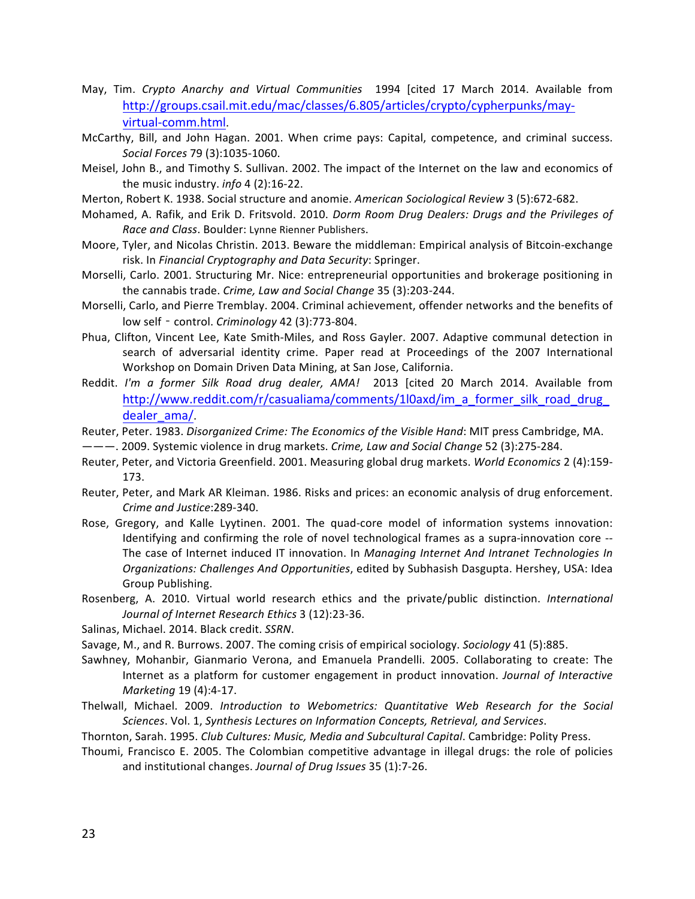May, Tim. *Crypto Anarchy and Virtual Communities* 1994 [cited 17 March 2014. Available from http://groups.csail.mit.edu/mac/classes/6.805/articles/crypto/cypherpunks/may-virtual-comm.html.

McCarthy, Bill, and John Hagan. 2001. When crime pays: Capital, competence, and criminal success. *Social Forces* 79 (3):1035-1060.

Meisel, John B., and Timothy S. Sullivan. 2002. The impact of the Internet on the law and economics of the music industry. *info* 4 (2):16-22.

Merton, Robert K. 1938. Social structure and anomie. *American Sociological Review* 3 (5):672-682.

Mohamed, A. Rafik, and Erik D. Fritsvold. 2010. *Dorm Room Drug Dealers: Drugs and the Privileges of Race and Class*. Boulder: Lynne Rienner Publishers.

Moore, Tyler, and Nicolas Christin. 2013. Beware the middleman: Empirical analysis of Bitcoin-exchange risk. In *Financial Cryptography and Data Security*: Springer.

Morselli, Carlo. 2001. Structuring Mr. Nice: entrepreneurial opportunities and brokerage positioning in the cannabis trade. *Crime, Law and Social Change* 35 (3):203-244.

Morselli, Carlo, and Pierre Tremblay. 2004. Criminal achievement, offender networks and the benefits of low self‐control. *Criminology* 42 (3):773-804.

Phua, Clifton, Vincent Lee, Kate Smith-Miles, and Ross Gayler. 2007. Adaptive communal detection in search of adversarial identity crime. Paper read at Proceedings of the 2007 International Workshop on Domain Driven Data Mining, at San Jose, California.

Reddit. *I'm a former Silk Road drug dealer, AMA!* 2013 [cited 20 March 2014. Available from http://www.reddit.com/r/casualiama/comments/1l0axd/im_a_former_silk_road_drug_dealer_ama/.

Reuter, Peter. 1983. *Disorganized Crime: The Economics of the Visible Hand*: MIT press Cambridge, MA.

———. 2009. Systemic violence in drug markets. *Crime, Law and Social Change* 52 (3):275-284.

Reuter, Peter, and Victoria Greenfield. 2001. Measuring global drug markets. *World Economics* 2 (4):159-173.

Reuter, Peter, and Mark AR Kleiman. 1986. Risks and prices: an economic analysis of drug enforcement. *Crime and Justice*:289-340.

Rose, Gregory, and Kalle Lyytinen. 2001. The quad-core model of information systems innovation: Identifying and confirming the role of novel technological frames as a supra-innovation core -- The case of Internet induced IT innovation. In *Managing Internet And Intranet Technologies In Organizations: Challenges And Opportunities*, edited by Subhasish Dasgupta. Hershey, USA: Idea Group Publishing.

Rosenberg, A. 2010. Virtual world research ethics and the private/public distinction. *International Journal of Internet Research Ethics* 3 (12):23-36.

Salinas, Michael. 2014. Black credit. *SSRN*.

Savage, M., and R. Burrows. 2007. The coming crisis of empirical sociology. *Sociology* 41 (5):885.

Sawhney, Mohanbir, Gianmario Verona, and Emanuela Prandelli. 2005. Collaborating to create: The Internet as a platform for customer engagement in product innovation. *Journal of Interactive Marketing* 19 (4):4-17.

Thelwall, Michael. 2009. *Introduction to Webometrics: Quantitative Web Research for the Social Sciences*. Vol. 1, *Synthesis Lectures on Information Concepts, Retrieval, and Services*.

Thornton, Sarah. 1995. *Club Cultures: Music, Media and Subcultural Capital*. Cambridge: Polity Press.

Thoumi, Francisco E. 2005. The Colombian competitive advantage in illegal drugs: the role of policies and institutional changes. *Journal of Drug Issues* 35 (1):7-26.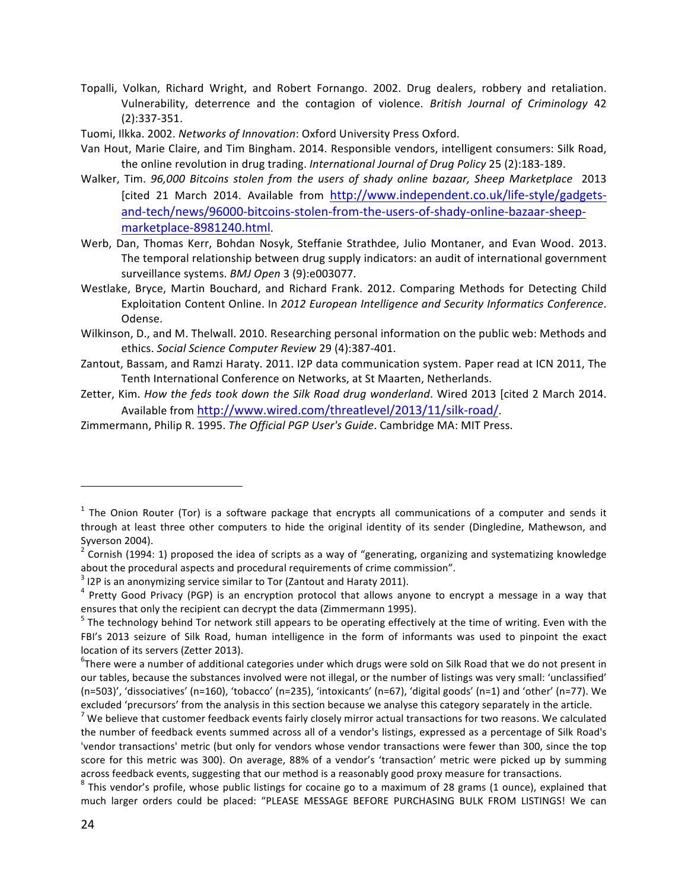Topalli, Volkan, Richard Wright, and Robert Fornango. 2002. Drug dealers, robbery and retaliation. Vulnerability, deterrence and the contagion of violence. *British Journal of Criminology* 42 (2):337-351.

Tuomi, Ilkka. 2002. *Networks of Innovation*: Oxford University Press Oxford.

Van Hout, Marie Claire, and Tim Bingham. 2014. Responsible vendors, intelligent consumers: Silk Road, the online revolution in drug trading. *International Journal of Drug Policy* 25 (2):183-189.

Walker, Tim. *96,000 Bitcoins stolen from the users of shady online bazaar, Sheep Marketplace* 2013 [cited 21 March 2014. Available from http://www.independent.co.uk/life-style/gadgets-and-tech/news/96000-bitcoins-stolen-from-the-users-of-shady-online-bazaar-sheep-marketplace-8981240.html.

Werb, Dan, Thomas Kerr, Bohdan Nosyk, Steffanie Strathdee, Julio Montaner, and Evan Wood. 2013. The temporal relationship between drug supply indicators: an audit of international government surveillance systems. *BMJ Open* 3 (9):e003077.

Westlake, Bryce, Martin Bouchard, and Richard Frank. 2012. Comparing Methods for Detecting Child Exploitation Content Online. In *2012 European Intelligence and Security Informatics Conference*. Odense.

Wilkinson, D., and M. Thelwall. 2010. Researching personal information on the public web: Methods and ethics. *Social Science Computer Review* 29 (4):387-401.

Zantout, Bassam, and Ramzi Haraty. 2011. I2P data communication system. Paper read at ICN 2011, The Tenth International Conference on Networks, at St Maarten, Netherlands.

Zetter, Kim. *How the feds took down the Silk Road drug wonderland*. Wired 2013 [cited 2 March 2014. Available from http://www.wired.com/threatlevel/2013/11/silk-road/.

Zimmermann, Philip R. 1995. *The Official PGP User's Guide*. Cambridge MA: MIT Press.

---

[1] The Onion Router (Tor) is a software package that encrypts all communications of a computer and sends it through at least three other computers to hide the original identity of its sender (Dingledine, Mathewson, and Syverson 2004).

[2] Cornish (1994: 1) proposed the idea of scripts as a way of "generating, organizing and systematizing knowledge about the procedural aspects and procedural requirements of crime commission".

[3] I2P is an anonymizing service similar to Tor (Zantout and Haraty 2011).

[4] Pretty Good Privacy (PGP) is an encryption protocol that allows anyone to encrypt a message in a way that ensures that only the recipient can decrypt the data (Zimmermann 1995).

[5] The technology behind Tor network still appears to be operating effectively at the time of writing. Even with the FBI's 2013 seizure of Silk Road, human intelligence in the form of informants was used to pinpoint the exact location of its servers (Zetter 2013).

[6] There were a number of additional categories under which drugs were sold on Silk Road that we do not present in our tables, because the substances involved were not illegal, or the number of listings was very small: 'unclassified' (n=503)', 'dissociatives' (n=160), 'tobacco' (n=235), 'intoxicants' (n=67), 'digital goods' (n=1) and 'other' (n=77). We excluded 'precursors' from the analysis in this section because we analyse this category separately in the article.

[7] We believe that customer feedback events fairly closely mirror actual transactions for two reasons. We calculated the number of feedback events summed across all of a vendor's listings, expressed as a percentage of Silk Road's 'vendor transactions' metric (but only for vendors whose vendor transactions were fewer than 300, since the top score for this metric was 300). On average, 88% of a vendor's 'transaction' metric were picked up by summing across feedback events, suggesting that our method is a reasonably good proxy measure for transactions.

[8] This vendor's profile, whose public listings for cocaine go to a maximum of 28 grams (1 ounce), explained that much larger orders could be placed: "PLEASE MESSAGE BEFORE PURCHASING BULK FROM LISTINGS! We can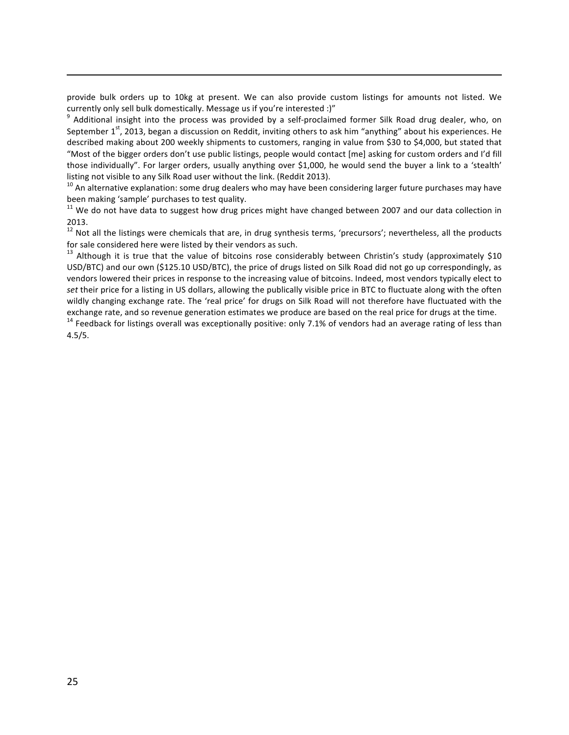provide bulk orders up to 10kg at present. We can also provide custom listings for amounts not listed. We currently only sell bulk domestically. Message us if you're interested :)"

[9] Additional insight into the process was provided by a self-proclaimed former Silk Road drug dealer, who, on September 1st, 2013, began a discussion on Reddit, inviting others to ask him "anything" about his experiences. He described making about 200 weekly shipments to customers, ranging in value from $30 to $4,000, but stated that "Most of the bigger orders don't use public listings, people would contact [me] asking for custom orders and I'd fill those individually". For larger orders, usually anything over $1,000, he would send the buyer a link to a 'stealth' listing not visible to any Silk Road user without the link. (Reddit 2013).

[10] An alternative explanation: some drug dealers who may have been considering larger future purchases may have been making 'sample' purchases to test quality.

[11] We do not have data to suggest how drug prices might have changed between 2007 and our data collection in 2013.

[12] Not all the listings were chemicals that are, in drug synthesis terms, 'precursors'; nevertheless, all the products for sale considered here were listed by their vendors as such.

[13] Although it is true that the value of bitcoins rose considerably between Christin's study (approximately $10 USD/BTC) and our own ($125.10 USD/BTC), the price of drugs listed on Silk Road did not go up correspondingly, as vendors lowered their prices in response to the increasing value of bitcoins. Indeed, most vendors typically elect to *set* their price for a listing in US dollars, allowing the publically visible price in BTC to fluctuate along with the often wildly changing exchange rate. The 'real price' for drugs on Silk Road will not therefore have fluctuated with the exchange rate, and so revenue generation estimates we produce are based on the real price for drugs at the time.

[14] Feedback for listings overall was exceptionally positive: only 7.1% of vendors had an average rating of less than 4.5/5.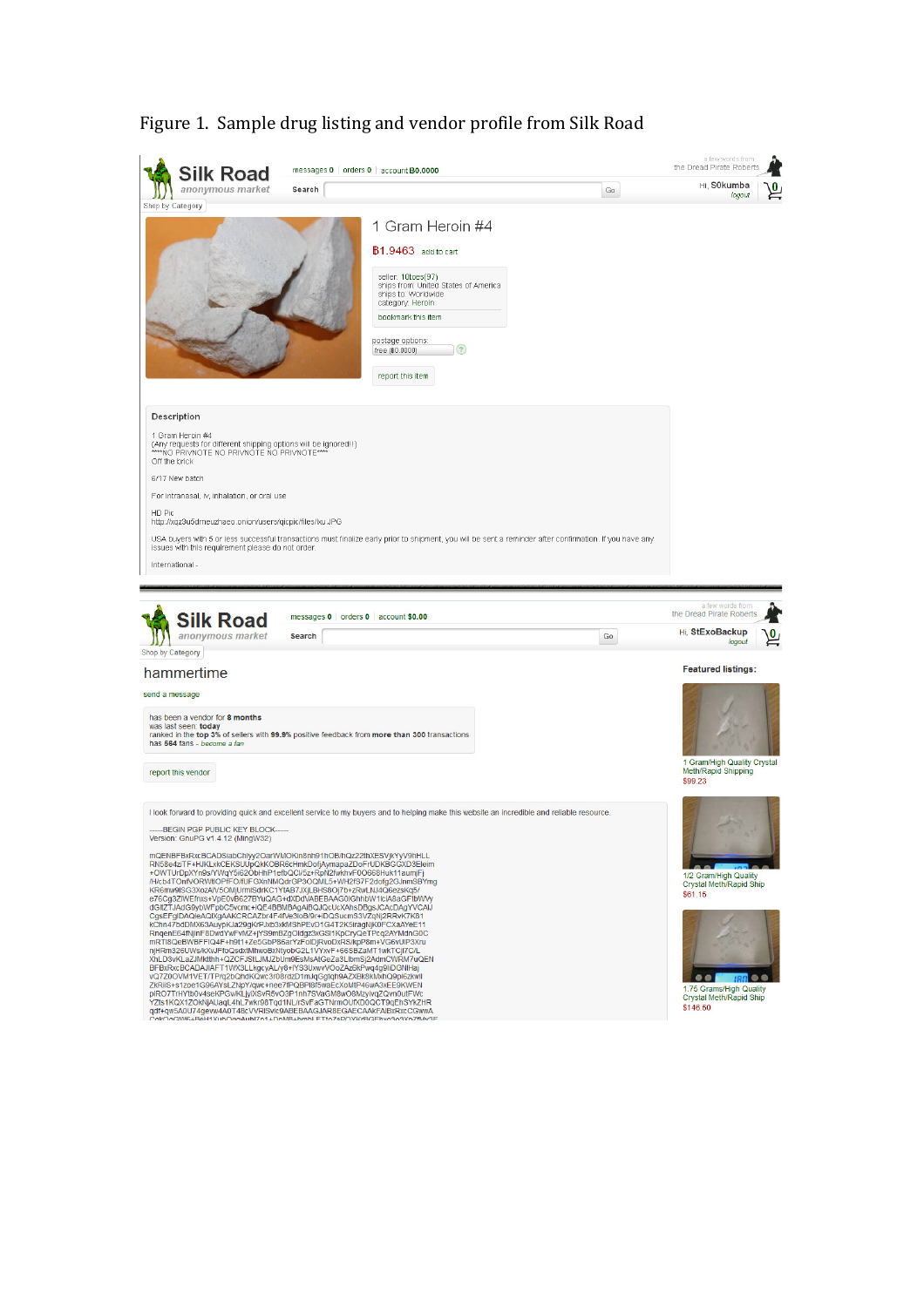Figure 1. Sample drug listing and vendor profile from Silk Road

**Silk Road** *anonymous market*

messages 0 | orders 0 | account ฿0.0000

Search [ ] Go

a few words from the Dread Pirate Roberts

Hi, S0kumba
logout

Shop by Category

## 1 Gram Heroin #4

฿1.9463 add to cart

seller: 10toes(97)
ships from: United States of America
ships to: Worldwide
category: Heroin

bookmark this item

postage options:
free (฿0.0000)

report this item

**Description**

1 Gram Heroin #4
(Any requests for different shipping options will be ignored!!)
****NO PRIVNOTE NO PRIVNOTE NO PRIVNOTE****
Off the brick

6/17 New batch

For intranasal, iv, inhalation, or oral use

HD Pic
http://xqz3u5drneuzhaeo.onion/users/qicpic/files/ku.JPG

USA buyers with 5 or less successful transactions must finalize early prior to shipment, you will be sent a reminder after confirmation. If you have any issues with this requirement please do not order.

International -

---

**Silk Road** *anonymous market*

messages 0 | orders 0 | account $0.00

Search [ ] Go

a few words from the Dread Pirate Roberts

Hi, StExoBackup
logout

Shop by Category

## hammertime

send a message

has been a vendor for **8 months**
was last seen: **today**
ranked in the **top 3%** of sellers with **99.9%** positive feedback from **more than 300** transactions
has **564** fans - *become a fan*

report this vendor

I look forward to providing quick and excellent service to my buyers and to helping make this website an incredible and reliable resource.

-----BEGIN PGP PUBLIC KEY BLOCK-----
Version: GnuPG v1.4.12 (MingW32)

**Featured listings:**

1 Gram/High Quality Crystal Meth/Rapid Shipping
$99.23

1/2 Gram/High Quality Crystal Meth/Rapid Ship
$61.16

1.75 Grams/High Quality Crystal Meth/Rapid Ship
$146.60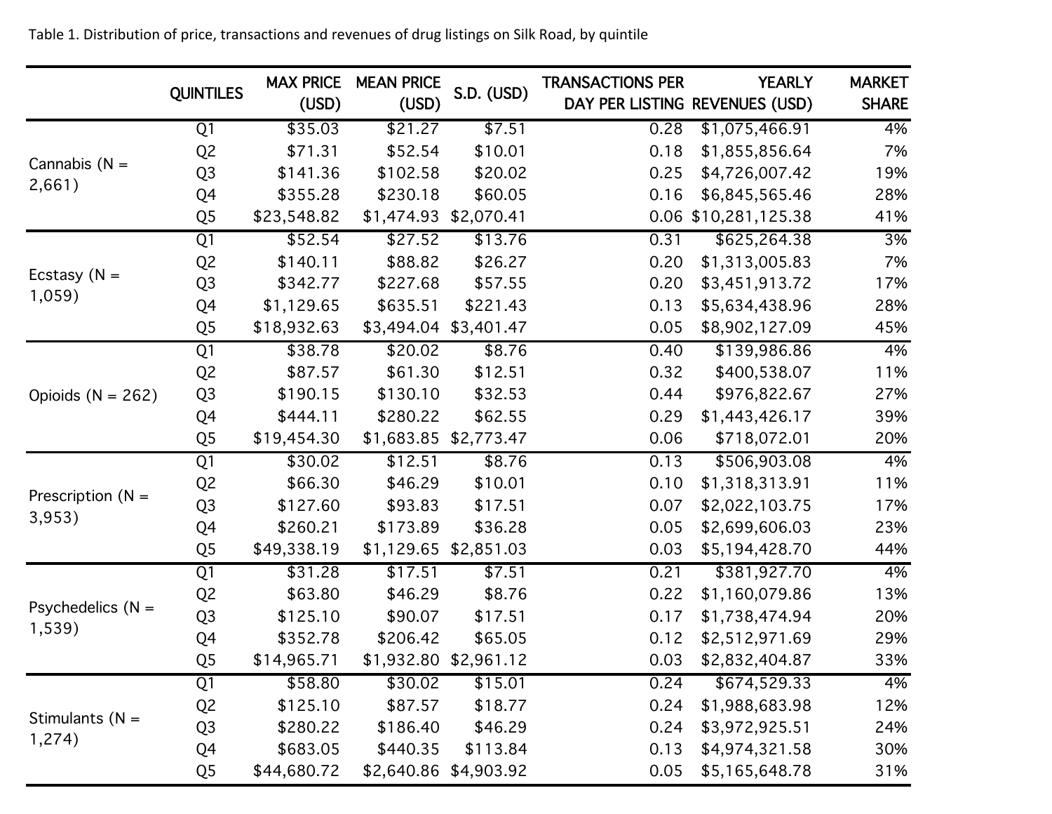Table 1. Distribution of price, transactions and revenues of drug listings on Silk Road, by quintile

| | QUINTILES | MAX PRICE (USD) | MEAN PRICE (USD) | S.D. (USD) | TRANSACTIONS PER DAY PER LISTING | YEARLY REVENUES (USD) | MARKET SHARE |
|---|---|---|---|---|---|---|---|
| Cannabis (N = 2,661) | Q1 | $35.03 | $21.27 | $7.51 | 0.28 | $1,075,466.91 | 4% |
| | Q2 | $71.31 | $52.54 | $10.01 | 0.18 | $1,855,856.64 | 7% |
| | Q3 | $141.36 | $102.58 | $20.02 | 0.25 | $4,726,007.42 | 19% |
| | Q4 | $355.28 | $230.18 | $60.05 | 0.16 | $6,845,565.46 | 28% |
| | Q5 | $23,548.82 | $1,474.93 | $2,070.41 | 0.06 | $10,281,125.38 | 41% |
| Ecstasy (N = 1,059) | Q1 | $52.54 | $27.52 | $13.76 | 0.31 | $625,264.38 | 3% |
| | Q2 | $140.11 | $88.82 | $26.27 | 0.20 | $1,313,005.83 | 7% |
| | Q3 | $342.77 | $227.68 | $57.55 | 0.20 | $3,451,913.72 | 17% |
| | Q4 | $1,129.65 | $635.51 | $221.43 | 0.13 | $5,634,438.96 | 28% |
| | Q5 | $18,932.63 | $3,494.04 | $3,401.47 | 0.05 | $8,902,127.09 | 45% |
| Opioids (N = 262) | Q1 | $38.78 | $20.02 | $8.76 | 0.40 | $139,986.86 | 4% |
| | Q2 | $87.57 | $61.30 | $12.51 | 0.32 | $400,538.07 | 11% |
| | Q3 | $190.15 | $130.10 | $32.53 | 0.44 | $976,822.67 | 27% |
| | Q4 | $444.11 | $280.22 | $62.55 | 0.29 | $1,443,426.17 | 39% |
| | Q5 | $19,454.30 | $1,683.85 | $2,773.47 | 0.06 | $718,072.01 | 20% |
| Prescription (N = 3,953) | Q1 | $30.02 | $12.51 | $8.76 | 0.13 | $506,903.08 | 4% |
| | Q2 | $66.30 | $46.29 | $10.01 | 0.10 | $1,318,313.91 | 11% |
| | Q3 | $127.60 | $93.83 | $17.51 | 0.07 | $2,022,103.75 | 17% |
| | Q4 | $260.21 | $173.89 | $36.28 | 0.05 | $2,699,606.03 | 23% |
| | Q5 | $49,338.19 | $1,129.65 | $2,851.03 | 0.03 | $5,194,428.70 | 44% |
| Psychedelics (N = 1,539) | Q1 | $31.28 | $17.51 | $7.51 | 0.21 | $381,927.70 | 4% |
| | Q2 | $63.80 | $46.29 | $8.76 | 0.22 | $1,160,079.86 | 13% |
| | Q3 | $125.10 | $90.07 | $17.51 | 0.17 | $1,738,474.94 | 20% |
| | Q4 | $352.78 | $206.42 | $65.05 | 0.12 | $2,512,971.69 | 29% |
| | Q5 | $14,965.71 | $1,932.80 | $2,961.12 | 0.03 | $2,832,404.87 | 33% |
| Stimulants (N = 1,274) | Q1 | $58.80 | $30.02 | $15.01 | 0.24 | $674,529.33 | 4% |
| | Q2 | $125.10 | $87.57 | $18.77 | 0.24 | $1,988,683.98 | 12% |
| | Q3 | $280.22 | $186.40 | $46.29 | 0.24 | $3,972,925.51 | 24% |
| | Q4 | $683.05 | $440.35 | $113.84 | 0.13 | $4,974,321.58 | 30% |
| | Q5 | $44,680.72 | $2,640.86 | $4,903.92 | 0.05 | $5,165,648.78 | 31% |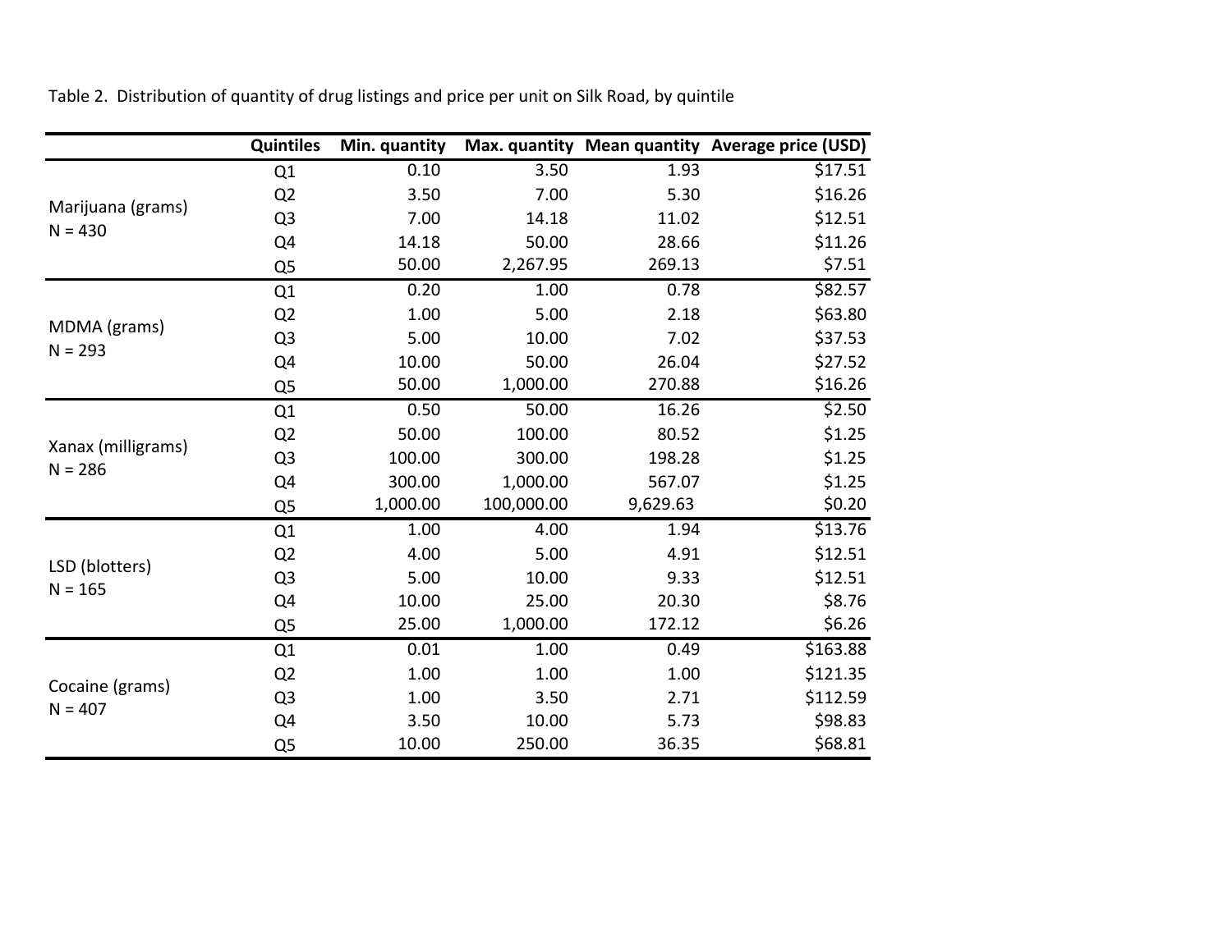Table 2. Distribution of quantity of drug listings and price per unit on Silk Road, by quintile

| | Quintiles | Min. quantity | Max. quantity | Mean quantity | Average price (USD) |
|---|---|---|---|---|---|
| Marijuana (grams) N = 430 | Q1 | 0.10 | 3.50 | 1.93 | $17.51 |
| | Q2 | 3.50 | 7.00 | 5.30 | $16.26 |
| | Q3 | 7.00 | 14.18 | 11.02 | $12.51 |
| | Q4 | 14.18 | 50.00 | 28.66 | $11.26 |
| | Q5 | 50.00 | 2,267.95 | 269.13 | $7.51 |
| MDMA (grams) N = 293 | Q1 | 0.20 | 1.00 | 0.78 | $82.57 |
| | Q2 | 1.00 | 5.00 | 2.18 | $63.80 |
| | Q3 | 5.00 | 10.00 | 7.02 | $37.53 |
| | Q4 | 10.00 | 50.00 | 26.04 | $27.52 |
| | Q5 | 50.00 | 1,000.00 | 270.88 | $16.26 |
| Xanax (milligrams) N = 286 | Q1 | 0.50 | 50.00 | 16.26 | $2.50 |
| | Q2 | 50.00 | 100.00 | 80.52 | $1.25 |
| | Q3 | 100.00 | 300.00 | 198.28 | $1.25 |
| | Q4 | 300.00 | 1,000.00 | 567.07 | $1.25 |
| | Q5 | 1,000.00 | 100,000.00 | 9,629.63 | $0.20 |
| LSD (blotters) N = 165 | Q1 | 1.00 | 4.00 | 1.94 | $13.76 |
| | Q2 | 4.00 | 5.00 | 4.91 | $12.51 |
| | Q3 | 5.00 | 10.00 | 9.33 | $12.51 |
| | Q4 | 10.00 | 25.00 | 20.30 | $8.76 |
| | Q5 | 25.00 | 1,000.00 | 172.12 | $6.26 |
| Cocaine (grams) N = 407 | Q1 | 0.01 | 1.00 | 0.49 | $163.88 |
| | Q2 | 1.00 | 1.00 | 1.00 | $121.35 |
| | Q3 | 1.00 | 3.50 | 2.71 | $112.59 |
| | Q4 | 3.50 | 10.00 | 5.73 | $98.83 |
| | Q5 | 10.00 | 250.00 | 36.35 | $68.81 |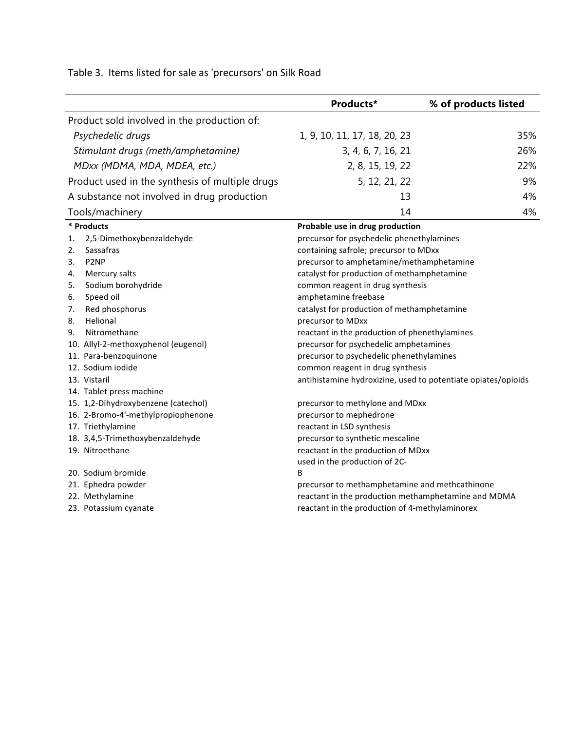Table 3. Items listed for sale as 'precursors' on Silk Road

| | **Products*** | **% of products listed** |
|---|---|---|
| Product sold involved in the production of: | | |
| *Psychedelic drugs* | 1, 9, 10, 11, 17, 18, 20, 23 | 35% |
| *Stimulant drugs (meth/amphetamine)* | 3, 4, 6, 7, 16, 21 | 26% |
| *MDxx (MDMA, MDA, MDEA, etc.)* | 2, 8, 15, 19, 22 | 22% |
| Product used in the synthesis of multiple drugs | 5, 12, 21, 22 | 9% |
| A substance not involved in drug production | 13 | 4% |
| Tools/machinery | 14 | 4% |

| **\* Products** | **Probable use in drug production** |
|---|---|
| 1. 2,5-Dimethoxybenzaldehyde | precursor for psychedelic phenethylamines |
| 2. Sassafras | containing safrole; precursor to MDxx |
| 3. P2NP | precursor to amphetamine/methamphetamine |
| 4. Mercury salts | catalyst for production of methamphetamine |
| 5. Sodium borohydride | common reagent in drug synthesis |
| 6. Speed oil | amphetamine freebase |
| 7. Red phosphorus | catalyst for production of methamphetamine |
| 8. Helional | precursor to MDxx |
| 9. Nitromethane | reactant in the production of phenethylamines |
| 10. Allyl-2-methoxyphenol (eugenol) | precursor for psychedelic amphetamines |
| 11. Para-benzoquinone | precursor to psychedelic phenethylamines |
| 12. Sodium iodide | common reagent in drug synthesis |
| 13. Vistaril | antihistamine hydroxizine, used to potentiate opiates/opioids |
| 14. Tablet press machine | |
| 15. 1,2-Dihydroxybenzene (catechol) | precursor to methylone and MDxx |
| 16. 2-Bromo-4'-methylpropiophenone | precursor to mephedrone |
| 17. Triethylamine | reactant in LSD synthesis |
| 18. 3,4,5-Trimethoxybenzaldehyde | precursor to synthetic mescaline |
| 19. Nitroethane | reactant in the production of MDxx |
| 20. Sodium bromide | used in the production of 2C-B |
| 21. Ephedra powder | precursor to methamphetamine and methcathinone |
| 22. Methylamine | reactant in the production methamphetamine and MDMA |
| 23. Potassium cyanate | reactant in the production of 4-methylaminorex |